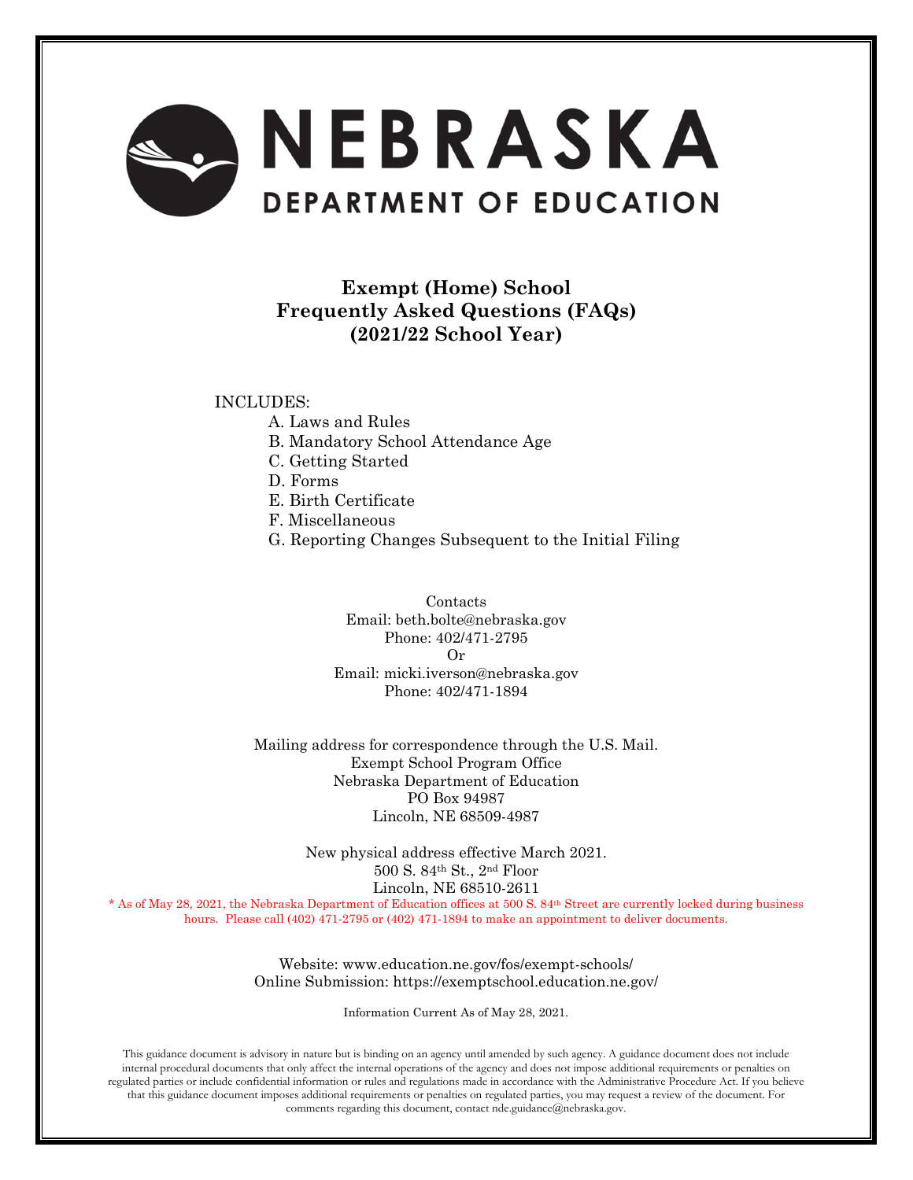# NEBRASKA DEPARTMENT OF EDUCATION

## Exempt (Home) School Frequently Asked Questions (FAQs) (2021/22 School Year)

INCLUDES:

A. Laws and Rules
B. Mandatory School Attendance Age
C. Getting Started
D. Forms
E. Birth Certificate
F. Miscellaneous
G. Reporting Changes Subsequent to the Initial Filing

Contacts
Email: beth.bolte@nebraska.gov
Phone: 402/471-2795
Or
Email: micki.iverson@nebraska.gov
Phone: 402/471-1894

Mailing address for correspondence through the U.S. Mail.
Exempt School Program Office
Nebraska Department of Education
PO Box 94987
Lincoln, NE 68509-4987

New physical address effective March 2021.
500 S. 84th St., 2nd Floor
Lincoln, NE 68510-2611

\* As of May 28, 2021, the Nebraska Department of Education offices at 500 S. 84th Street are currently locked during business hours. Please call (402) 471-2795 or (402) 471-1894 to make an appointment to deliver documents.

Website: www.education.ne.gov/fos/exempt-schools/
Online Submission: https://exemptschool.education.ne.gov/

Information Current As of May 28, 2021.

This guidance document is advisory in nature but is binding on an agency until amended by such agency. A guidance document does not include internal procedural documents that only affect the internal operations of the agency and does not impose additional requirements or penalties on regulated parties or include confidential information or rules and regulations made in accordance with the Administrative Procedure Act. If you believe that this guidance document imposes additional requirements or penalties on regulated parties, you may request a review of the document. For comments regarding this document, contact nde.guidance@nebraska.gov.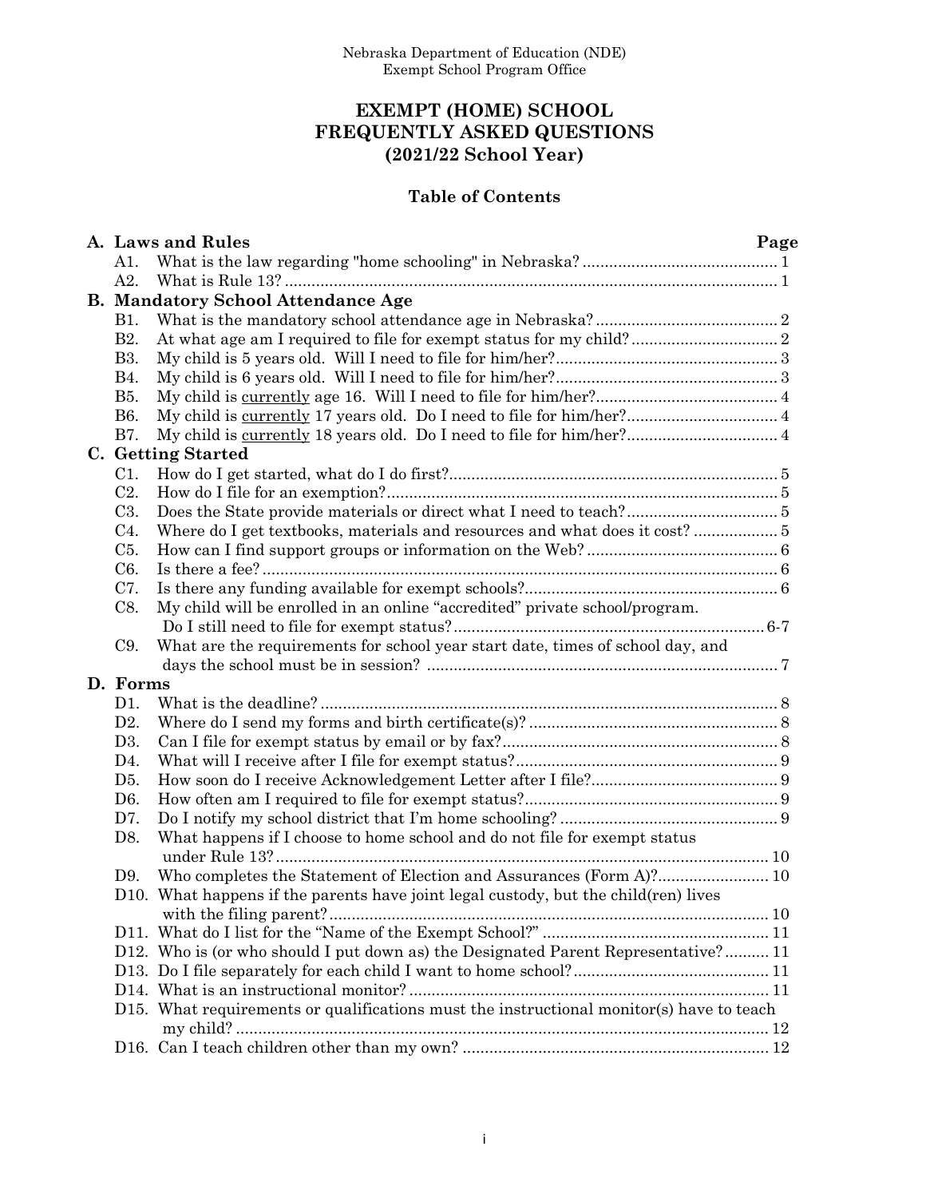Nebraska Department of Education (NDE)
Exempt School Program Office

# EXEMPT (HOME) SCHOOL FREQUENTLY ASKED QUESTIONS (2021/22 School Year)

## Table of Contents

| | | Page |
|---|---|---|
| **A. Laws and Rules** | | |
| A1. | What is the law regarding "home schooling" in Nebraska? | 1 |
| A2. | What is Rule 13? | 1 |
| **B. Mandatory School Attendance Age** | | |
| B1. | What is the mandatory school attendance age in Nebraska? | 2 |
| B2. | At what age am I required to file for exempt status for my child? | 2 |
| B3. | My child is 5 years old. Will I need to file for him/her? | 3 |
| B4. | My child is 6 years old. Will I need to file for him/her? | 3 |
| B5. | My child is currently age 16. Will I need to file for him/her? | 4 |
| B6. | My child is currently 17 years old. Do I need to file for him/her? | 4 |
| B7. | My child is currently 18 years old. Do I need to file for him/her? | 4 |
| **C. Getting Started** | | |
| C1. | How do I get started, what do I do first? | 5 |
| C2. | How do I file for an exemption? | 5 |
| C3. | Does the State provide materials or direct what I need to teach? | 5 |
| C4. | Where do I get textbooks, materials and resources and what does it cost? | 5 |
| C5. | How can I find support groups or information on the Web? | 6 |
| C6. | Is there a fee? | 6 |
| C7. | Is there any funding available for exempt schools? | 6 |
| C8. | My child will be enrolled in an online "accredited" private school/program. Do I still need to file for exempt status? | 6-7 |
| C9. | What are the requirements for school year start date, times of school day, and days the school must be in session? | 7 |
| **D. Forms** | | |
| D1. | What is the deadline? | 8 |
| D2. | Where do I send my forms and birth certificate(s)? | 8 |
| D3. | Can I file for exempt status by email or by fax? | 8 |
| D4. | What will I receive after I file for exempt status? | 9 |
| D5. | How soon do I receive Acknowledgement Letter after I file? | 9 |
| D6. | How often am I required to file for exempt status? | 9 |
| D7. | Do I notify my school district that I'm home schooling? | 9 |
| D8. | What happens if I choose to home school and do not file for exempt status under Rule 13? | 10 |
| D9. | Who completes the Statement of Election and Assurances (Form A)? | 10 |
| D10. | What happens if the parents have joint legal custody, but the child(ren) lives with the filing parent? | 10 |
| D11. | What do I list for the "Name of the Exempt School?" | 11 |
| D12. | Who is (or who should I put down as) the Designated Parent Representative? | 11 |
| D13. | Do I file separately for each child I want to home school? | 11 |
| D14. | What is an instructional monitor? | 11 |
| D15. | What requirements or qualifications must the instructional monitor(s) have to teach my child? | 12 |
| D16. | Can I teach children other than my own? | 12 |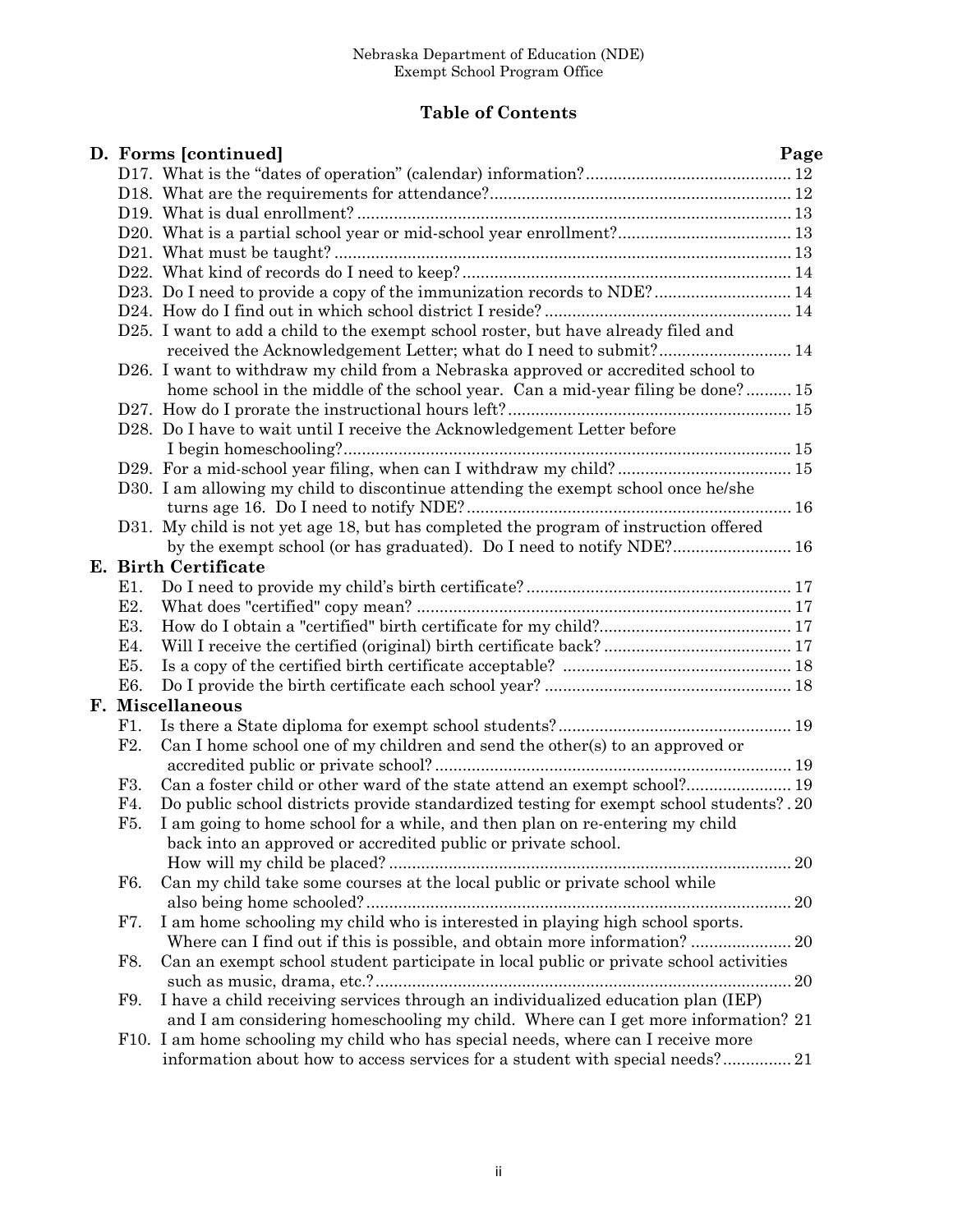Nebraska Department of Education (NDE)
Exempt School Program Office

## Table of Contents

### D. Forms [continued] — Page

- D17. What is the "dates of operation" (calendar) information? .... 12
- D18. What are the requirements for attendance? .... 12
- D19. What is dual enrollment? .... 13
- D20. What is a partial school year or mid-school year enrollment? .... 13
- D21. What must be taught? .... 13
- D22. What kind of records do I need to keep? .... 14
- D23. Do I need to provide a copy of the immunization records to NDE? .... 14
- D24. How do I find out in which school district I reside? .... 14
- D25. I want to add a child to the exempt school roster, but have already filed and received the Acknowledgement Letter; what do I need to submit? .... 14
- D26. I want to withdraw my child from a Nebraska approved or accredited school to home school in the middle of the school year. Can a mid-year filing be done? .... 15
- D27. How do I prorate the instructional hours left? .... 15
- D28. Do I have to wait until I receive the Acknowledgement Letter before I begin homeschooling? .... 15
- D29. For a mid-school year filing, when can I withdraw my child? .... 15
- D30. I am allowing my child to discontinue attending the exempt school once he/she turns age 16. Do I need to notify NDE? .... 16
- D31. My child is not yet age 18, but has completed the program of instruction offered by the exempt school (or has graduated). Do I need to notify NDE? .... 16

### E. Birth Certificate

- E1. Do I need to provide my child's birth certificate? .... 17
- E2. What does "certified" copy mean? .... 17
- E3. How do I obtain a "certified" birth certificate for my child? .... 17
- E4. Will I receive the certified (original) birth certificate back? .... 17
- E5. Is a copy of the certified birth certificate acceptable? .... 18
- E6. Do I provide the birth certificate each school year? .... 18

### F. Miscellaneous

- F1. Is there a State diploma for exempt school students? .... 19
- F2. Can I home school one of my children and send the other(s) to an approved or accredited public or private school? .... 19
- F3. Can a foster child or other ward of the state attend an exempt school? .... 19
- F4. Do public school districts provide standardized testing for exempt school students? .... 20
- F5. I am going to home school for a while, and then plan on re-entering my child back into an approved or accredited public or private school. How will my child be placed? .... 20
- F6. Can my child take some courses at the local public or private school while also being home schooled? .... 20
- F7. I am home schooling my child who is interested in playing high school sports. Where can I find out if this is possible, and obtain more information? .... 20
- F8. Can an exempt school student participate in local public or private school activities such as music, drama, etc.? .... 20
- F9. I have a child receiving services through an individualized education plan (IEP) and I am considering homeschooling my child. Where can I get more information? 21
- F10. I am home schooling my child who has special needs, where can I receive more information about how to access services for a student with special needs? .... 21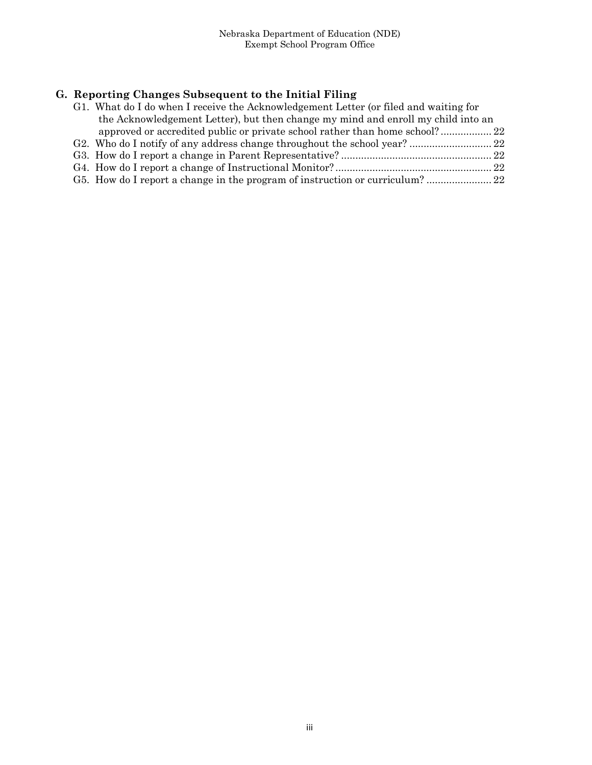## G. Reporting Changes Subsequent to the Initial Filing

- G1. What do I do when I receive the Acknowledgement Letter (or filed and waiting for the Acknowledgement Letter), but then change my mind and enroll my child into an approved or accredited public or private school rather than home school? .................. 22
- G2. Who do I notify of any address change throughout the school year? ............................ 22
- G3. How do I report a change in Parent Representative? .................................................... 22
- G4. How do I report a change of Instructional Monitor? ...................................................... 22
- G5. How do I report a change in the program of instruction or curriculum? ....................... 22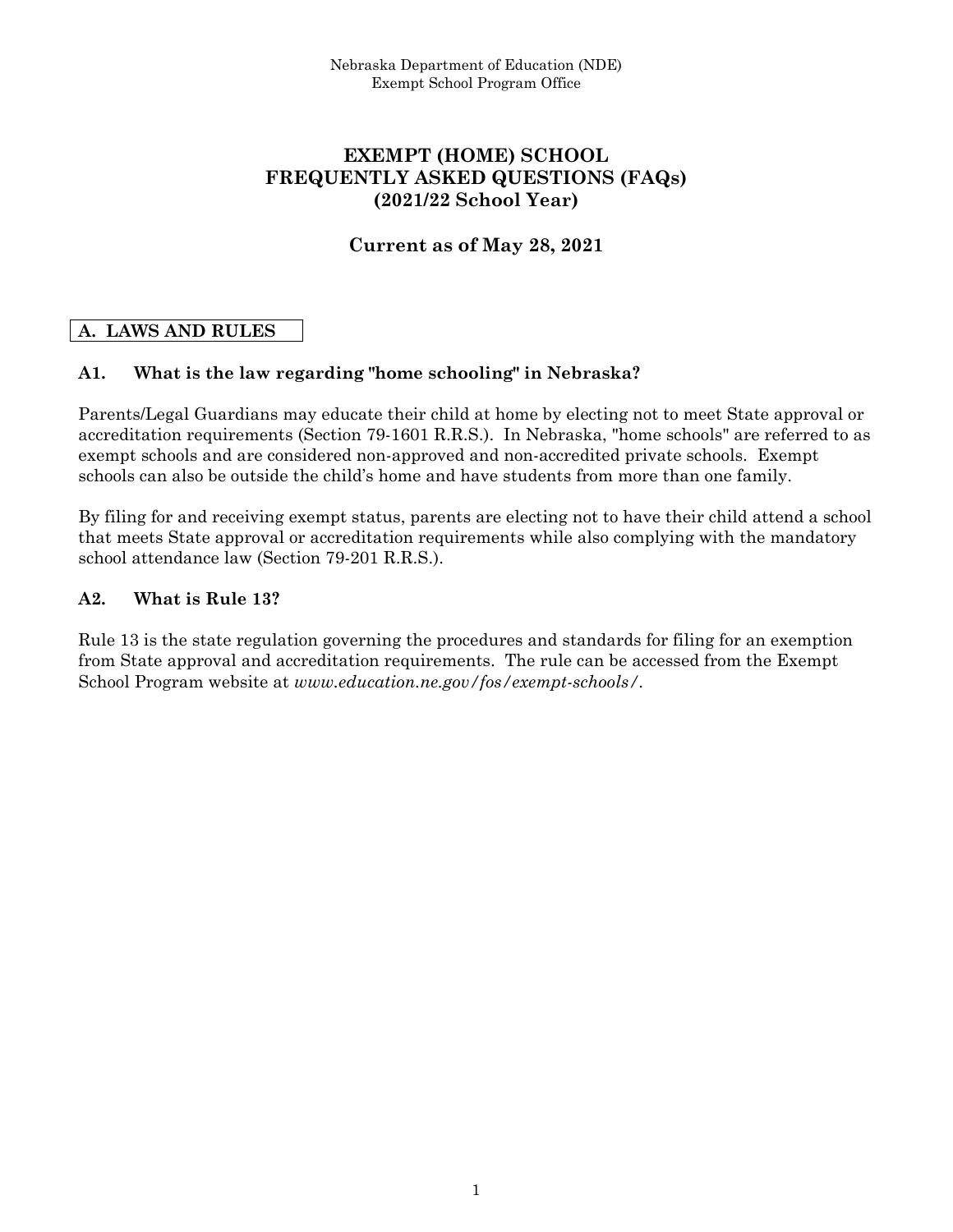Nebraska Department of Education (NDE)
Exempt School Program Office

# EXEMPT (HOME) SCHOOL FREQUENTLY ASKED QUESTIONS (FAQs) (2021/22 School Year)

## Current as of May 28, 2021

## A. LAWS AND RULES

### A1. What is the law regarding "home schooling" in Nebraska?

Parents/Legal Guardians may educate their child at home by electing not to meet State approval or accreditation requirements (Section 79-1601 R.R.S.). In Nebraska, "home schools" are referred to as exempt schools and are considered non-approved and non-accredited private schools. Exempt schools can also be outside the child's home and have students from more than one family.

By filing for and receiving exempt status, parents are electing not to have their child attend a school that meets State approval or accreditation requirements while also complying with the mandatory school attendance law (Section 79-201 R.R.S.).

### A2. What is Rule 13?

Rule 13 is the state regulation governing the procedures and standards for filing for an exemption from State approval and accreditation requirements. The rule can be accessed from the Exempt School Program website at *www.education.ne.gov/fos/exempt-schools/*.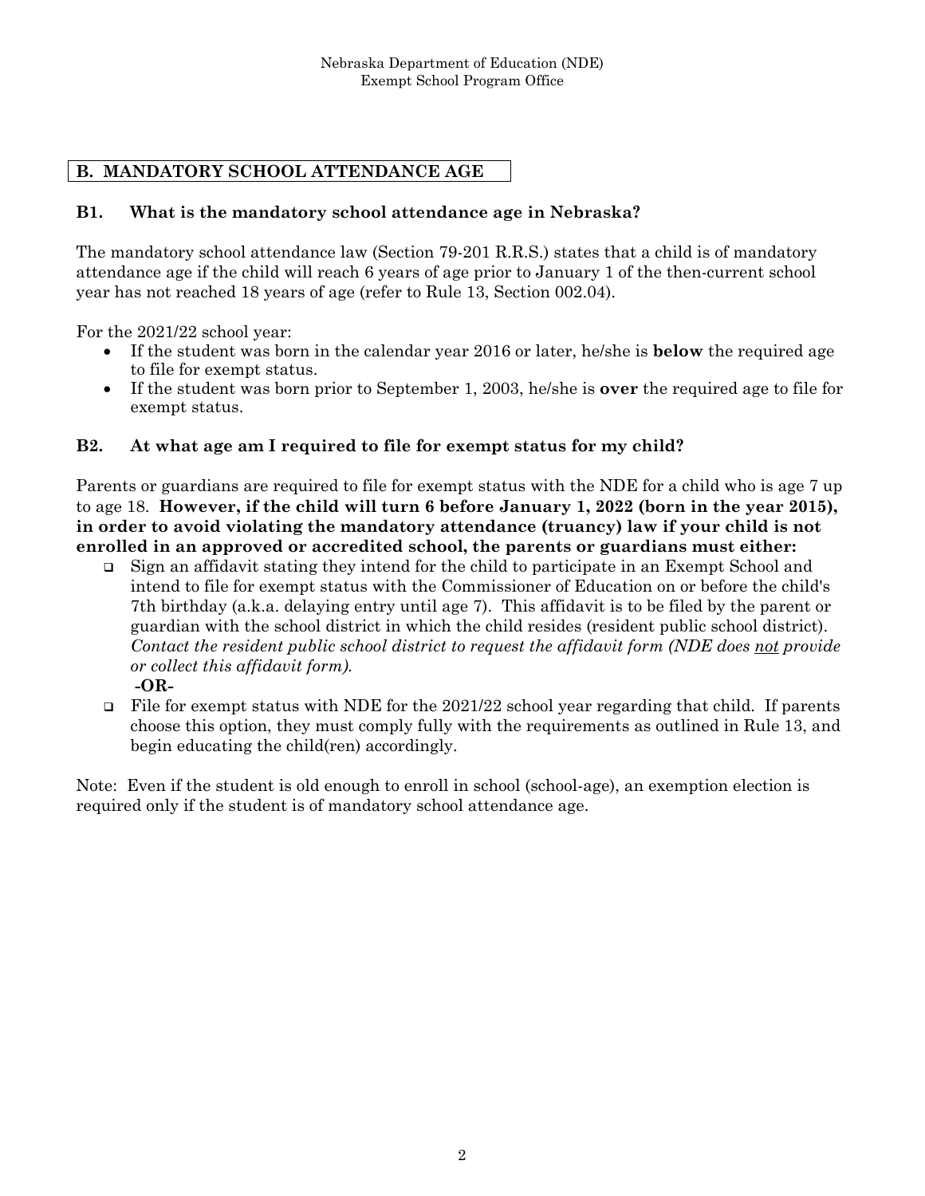## B. MANDATORY SCHOOL ATTENDANCE AGE

### B1. What is the mandatory school attendance age in Nebraska?

The mandatory school attendance law (Section 79-201 R.R.S.) states that a child is of mandatory attendance age if the child will reach 6 years of age prior to January 1 of the then-current school year has not reached 18 years of age (refer to Rule 13, Section 002.04).

For the 2021/22 school year:

- If the student was born in the calendar year 2016 or later, he/she is **below** the required age to file for exempt status.
- If the student was born prior to September 1, 2003, he/she is **over** the required age to file for exempt status.

### B2. At what age am I required to file for exempt status for my child?

Parents or guardians are required to file for exempt status with the NDE for a child who is age 7 up to age 18. **However, if the child will turn 6 before January 1, 2022 (born in the year 2015), in order to avoid violating the mandatory attendance (truancy) law if your child is not enrolled in an approved or accredited school, the parents or guardians must either:**

- Sign an affidavit stating they intend for the child to participate in an Exempt School and intend to file for exempt status with the Commissioner of Education on or before the child's 7th birthday (a.k.a. delaying entry until age 7). This affidavit is to be filed by the parent or guardian with the school district in which the child resides (resident public school district). *Contact the resident public school district to request the affidavit form (NDE does not provide or collect this affidavit form).*

  **-OR-**

- File for exempt status with NDE for the 2021/22 school year regarding that child. If parents choose this option, they must comply fully with the requirements as outlined in Rule 13, and begin educating the child(ren) accordingly.

Note: Even if the student is old enough to enroll in school (school-age), an exemption election is required only if the student is of mandatory school attendance age.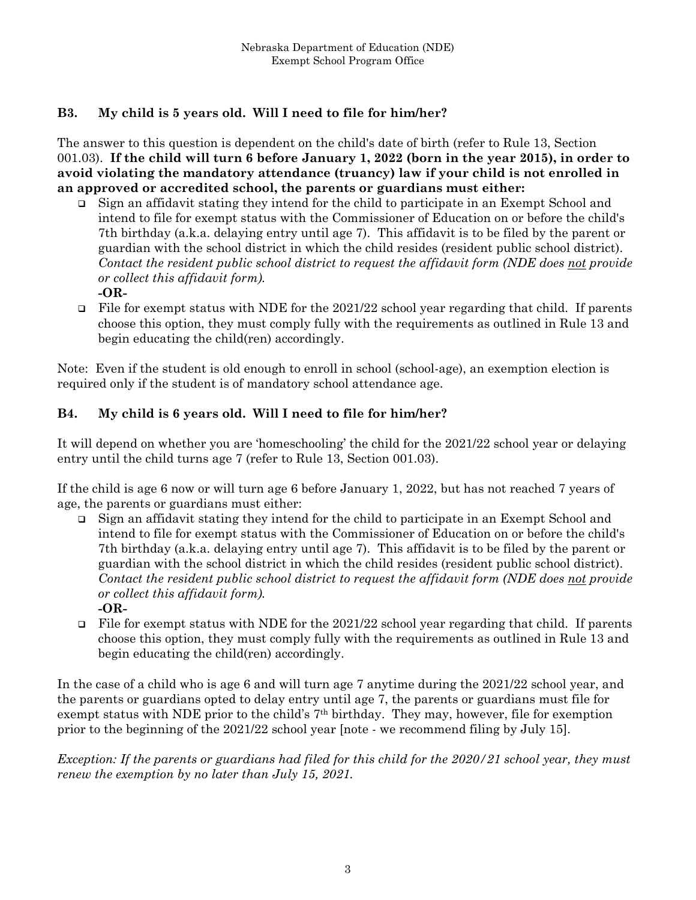### B3. My child is 5 years old. Will I need to file for him/her?

The answer to this question is dependent on the child's date of birth (refer to Rule 13, Section 001.03). **If the child will turn 6 before January 1, 2022 (born in the year 2015), in order to avoid violating the mandatory attendance (truancy) law if your child is not enrolled in an approved or accredited school, the parents or guardians must either:**

- Sign an affidavit stating they intend for the child to participate in an Exempt School and intend to file for exempt status with the Commissioner of Education on or before the child's 7th birthday (a.k.a. delaying entry until age 7). This affidavit is to be filed by the parent or guardian with the school district in which the child resides (resident public school district). *Contact the resident public school district to request the affidavit form (NDE does not provide or collect this affidavit form).*

  **-OR-**
- File for exempt status with NDE for the 2021/22 school year regarding that child. If parents choose this option, they must comply fully with the requirements as outlined in Rule 13 and begin educating the child(ren) accordingly.

Note: Even if the student is old enough to enroll in school (school-age), an exemption election is required only if the student is of mandatory school attendance age.

### B4. My child is 6 years old. Will I need to file for him/her?

It will depend on whether you are 'homeschooling' the child for the 2021/22 school year or delaying entry until the child turns age 7 (refer to Rule 13, Section 001.03).

If the child is age 6 now or will turn age 6 before January 1, 2022, but has not reached 7 years of age, the parents or guardians must either:

- Sign an affidavit stating they intend for the child to participate in an Exempt School and intend to file for exempt status with the Commissioner of Education on or before the child's 7th birthday (a.k.a. delaying entry until age 7). This affidavit is to be filed by the parent or guardian with the school district in which the child resides (resident public school district). *Contact the resident public school district to request the affidavit form (NDE does not provide or collect this affidavit form).*

  **-OR-**
- File for exempt status with NDE for the 2021/22 school year regarding that child. If parents choose this option, they must comply fully with the requirements as outlined in Rule 13 and begin educating the child(ren) accordingly.

In the case of a child who is age 6 and will turn age 7 anytime during the 2021/22 school year, and the parents or guardians opted to delay entry until age 7, the parents or guardians must file for exempt status with NDE prior to the child's 7th birthday. They may, however, file for exemption prior to the beginning of the 2021/22 school year [note - we recommend filing by July 15].

*Exception: If the parents or guardians had filed for this child for the 2020/21 school year, they must renew the exemption by no later than July 15, 2021.*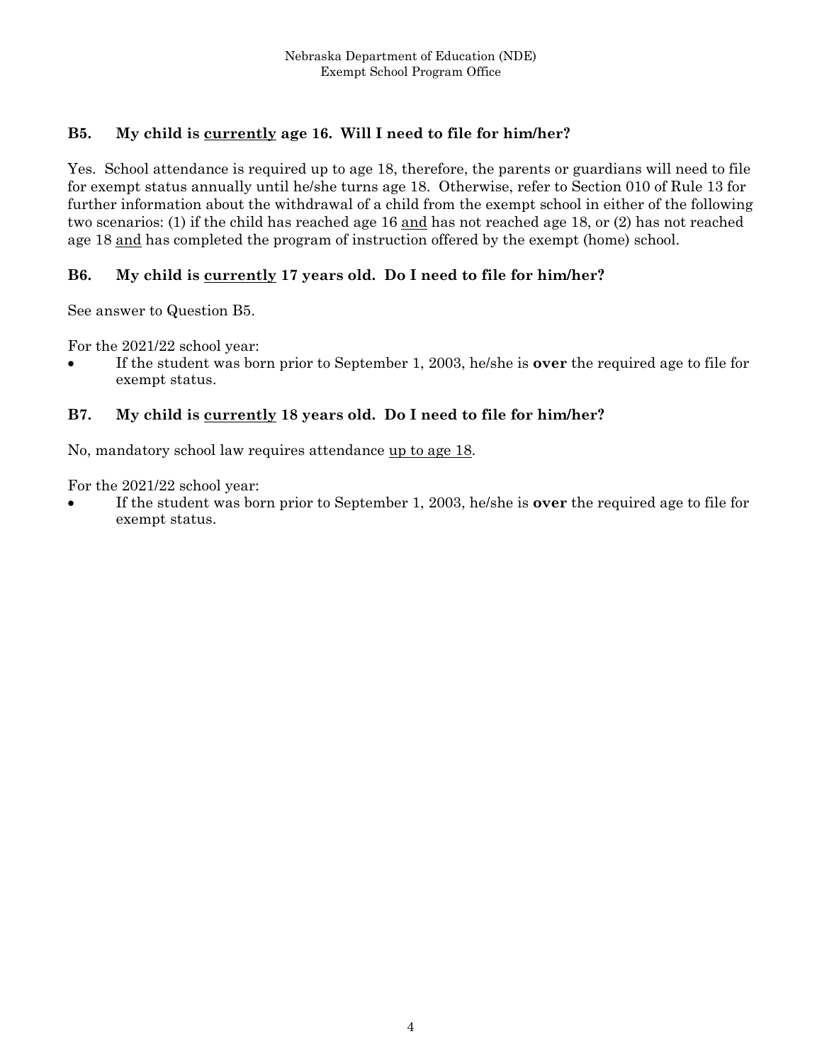### B5. My child is currently age 16. Will I need to file for him/her?

Yes. School attendance is required up to age 18, therefore, the parents or guardians will need to file for exempt status annually until he/she turns age 18. Otherwise, refer to Section 010 of Rule 13 for further information about the withdrawal of a child from the exempt school in either of the following two scenarios: (1) if the child has reached age 16 and has not reached age 18, or (2) has not reached age 18 and has completed the program of instruction offered by the exempt (home) school.

### B6. My child is currently 17 years old. Do I need to file for him/her?

See answer to Question B5.

For the 2021/22 school year:

- If the student was born prior to September 1, 2003, he/she is **over** the required age to file for exempt status.

### B7. My child is currently 18 years old. Do I need to file for him/her?

No, mandatory school law requires attendance up to age 18.

For the 2021/22 school year:

- If the student was born prior to September 1, 2003, he/she is **over** the required age to file for exempt status.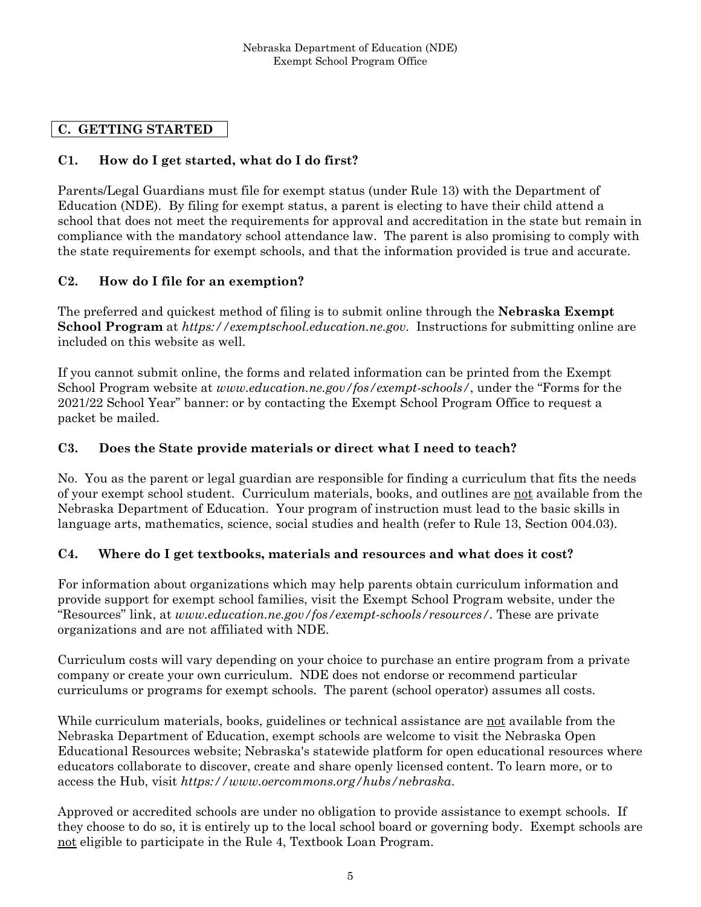## C. GETTING STARTED

### C1. How do I get started, what do I do first?

Parents/Legal Guardians must file for exempt status (under Rule 13) with the Department of Education (NDE). By filing for exempt status, a parent is electing to have their child attend a school that does not meet the requirements for approval and accreditation in the state but remain in compliance with the mandatory school attendance law. The parent is also promising to comply with the state requirements for exempt schools, and that the information provided is true and accurate.

### C2. How do I file for an exemption?

The preferred and quickest method of filing is to submit online through the **Nebraska Exempt School Program** at *https://exemptschool.education.ne.gov*. Instructions for submitting online are included on this website as well.

If you cannot submit online, the forms and related information can be printed from the Exempt School Program website at *www.education.ne.gov/fos/exempt-schools/*, under the "Forms for the 2021/22 School Year" banner: or by contacting the Exempt School Program Office to request a packet be mailed.

### C3. Does the State provide materials or direct what I need to teach?

No. You as the parent or legal guardian are responsible for finding a curriculum that fits the needs of your exempt school student. Curriculum materials, books, and outlines are <u>not</u> available from the Nebraska Department of Education. Your program of instruction must lead to the basic skills in language arts, mathematics, science, social studies and health (refer to Rule 13, Section 004.03).

### C4. Where do I get textbooks, materials and resources and what does it cost?

For information about organizations which may help parents obtain curriculum information and provide support for exempt school families, visit the Exempt School Program website, under the "Resources" link, at *www.education.ne.gov/fos/exempt-schools/resources/*. These are private organizations and are not affiliated with NDE.

Curriculum costs will vary depending on your choice to purchase an entire program from a private company or create your own curriculum. NDE does not endorse or recommend particular curriculums or programs for exempt schools. The parent (school operator) assumes all costs.

While curriculum materials, books, guidelines or technical assistance are <u>not</u> available from the Nebraska Department of Education, exempt schools are welcome to visit the Nebraska Open Educational Resources website; Nebraska's statewide platform for open educational resources where educators collaborate to discover, create and share openly licensed content. To learn more, or to access the Hub, visit *https://www.oercommons.org/hubs/nebraska*.

Approved or accredited schools are under no obligation to provide assistance to exempt schools. If they choose to do so, it is entirely up to the local school board or governing body. Exempt schools are <u>not</u> eligible to participate in the Rule 4, Textbook Loan Program.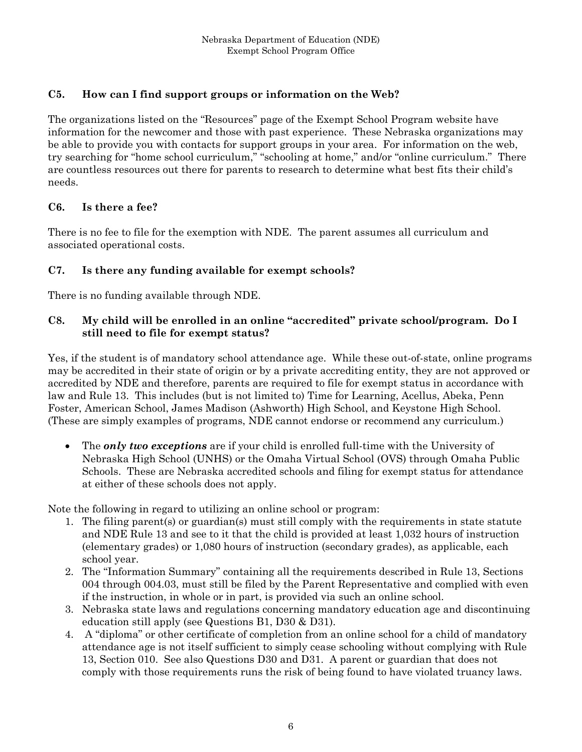### C5. How can I find support groups or information on the Web?

The organizations listed on the "Resources" page of the Exempt School Program website have information for the newcomer and those with past experience. These Nebraska organizations may be able to provide you with contacts for support groups in your area. For information on the web, try searching for "home school curriculum," "schooling at home," and/or "online curriculum." There are countless resources out there for parents to research to determine what best fits their child's needs.

### C6. Is there a fee?

There is no fee to file for the exemption with NDE. The parent assumes all curriculum and associated operational costs.

### C7. Is there any funding available for exempt schools?

There is no funding available through NDE.

### C8. My child will be enrolled in an online "accredited" private school/program. Do I still need to file for exempt status?

Yes, if the student is of mandatory school attendance age. While these out-of-state, online programs may be accredited in their state of origin or by a private accrediting entity, they are not approved or accredited by NDE and therefore, parents are required to file for exempt status in accordance with law and Rule 13. This includes (but is not limited to) Time for Learning, Acellus, Abeka, Penn Foster, American School, James Madison (Ashworth) High School, and Keystone High School. (These are simply examples of programs, NDE cannot endorse or recommend any curriculum.)

- The ***only two exceptions*** are if your child is enrolled full-time with the University of Nebraska High School (UNHS) or the Omaha Virtual School (OVS) through Omaha Public Schools. These are Nebraska accredited schools and filing for exempt status for attendance at either of these schools does not apply.

Note the following in regard to utilizing an online school or program:

1. The filing parent(s) or guardian(s) must still comply with the requirements in state statute and NDE Rule 13 and see to it that the child is provided at least 1,032 hours of instruction (elementary grades) or 1,080 hours of instruction (secondary grades), as applicable, each school year.
2. The "Information Summary" containing all the requirements described in Rule 13, Sections 004 through 004.03, must still be filed by the Parent Representative and complied with even if the instruction, in whole or in part, is provided via such an online school.
3. Nebraska state laws and regulations concerning mandatory education age and discontinuing education still apply (see Questions B1, D30 & D31).
4. A "diploma" or other certificate of completion from an online school for a child of mandatory attendance age is not itself sufficient to simply cease schooling without complying with Rule 13, Section 010. See also Questions D30 and D31. A parent or guardian that does not comply with those requirements runs the risk of being found to have violated truancy laws.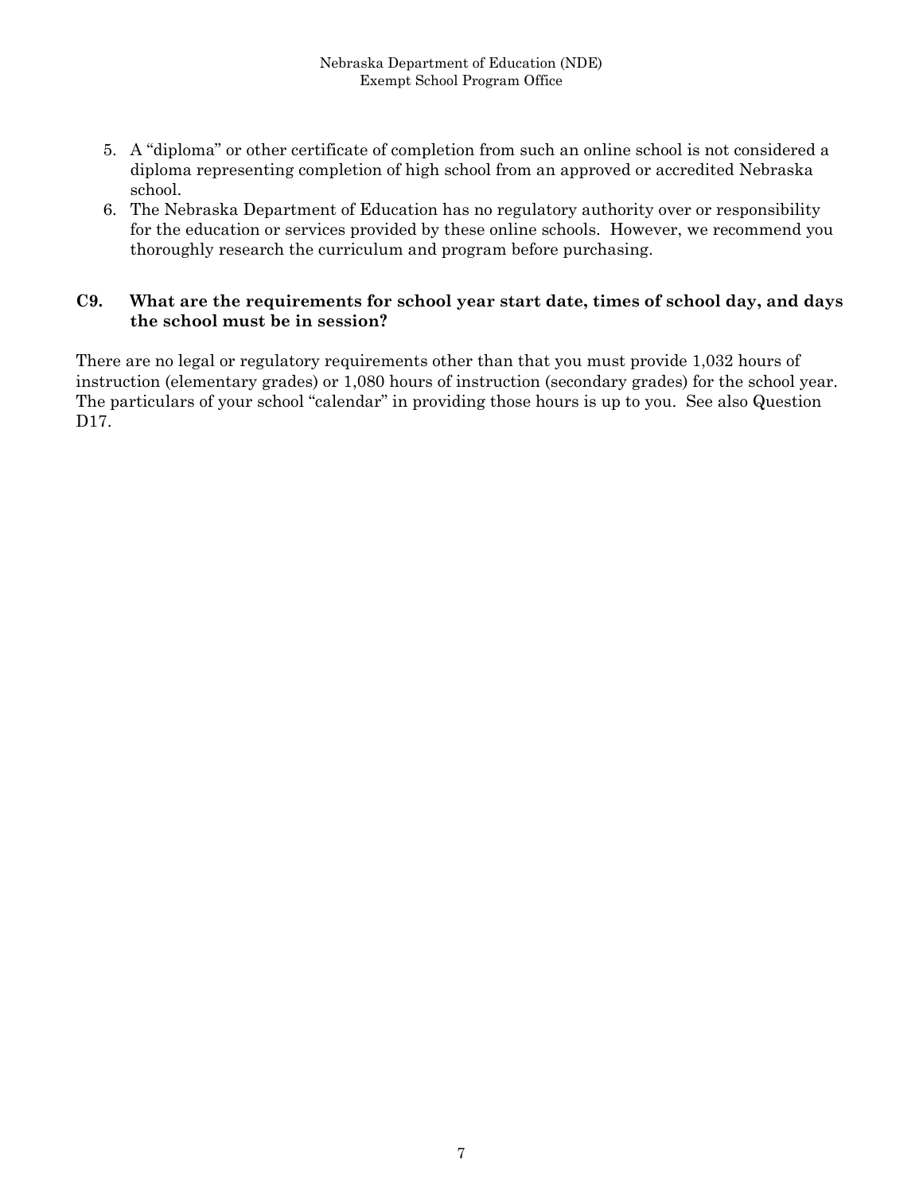5. A "diploma" or other certificate of completion from such an online school is not considered a diploma representing completion of high school from an approved or accredited Nebraska school.
6. The Nebraska Department of Education has no regulatory authority over or responsibility for the education or services provided by these online schools. However, we recommend you thoroughly research the curriculum and program before purchasing.

### C9. What are the requirements for school year start date, times of school day, and days the school must be in session?

There are no legal or regulatory requirements other than that you must provide 1,032 hours of instruction (elementary grades) or 1,080 hours of instruction (secondary grades) for the school year. The particulars of your school "calendar" in providing those hours is up to you. See also Question D17.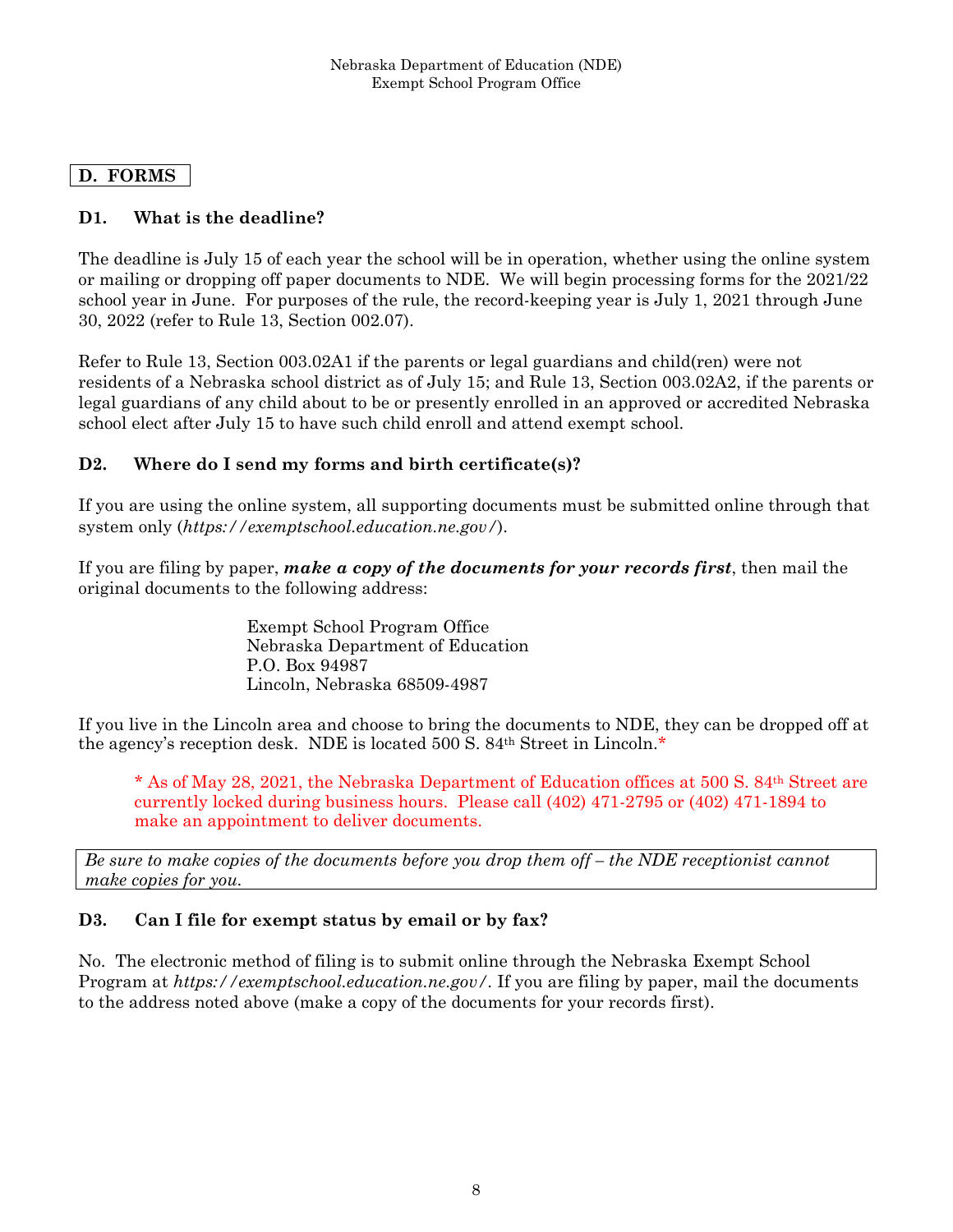## D. FORMS

### D1. What is the deadline?

The deadline is July 15 of each year the school will be in operation, whether using the online system or mailing or dropping off paper documents to NDE. We will begin processing forms for the 2021/22 school year in June. For purposes of the rule, the record-keeping year is July 1, 2021 through June 30, 2022 (refer to Rule 13, Section 002.07).

Refer to Rule 13, Section 003.02A1 if the parents or legal guardians and child(ren) were not residents of a Nebraska school district as of July 15; and Rule 13, Section 003.02A2, if the parents or legal guardians of any child about to be or presently enrolled in an approved or accredited Nebraska school elect after July 15 to have such child enroll and attend exempt school.

### D2. Where do I send my forms and birth certificate(s)?

If you are using the online system, all supporting documents must be submitted online through that system only (*https://exemptschool.education.ne.gov/*).

If you are filing by paper, ***make a copy of the documents for your records first***, then mail the original documents to the following address:

> Exempt School Program Office
> Nebraska Department of Education
> P.O. Box 94987
> Lincoln, Nebraska 68509-4987

If you live in the Lincoln area and choose to bring the documents to NDE, they can be dropped off at the agency's reception desk. NDE is located 500 S. 84th Street in Lincoln.*

> * As of May 28, 2021, the Nebraska Department of Education offices at 500 S. 84th Street are currently locked during business hours. Please call (402) 471-2795 or (402) 471-1894 to make an appointment to deliver documents.

*Be sure to make copies of the documents before you drop them off – the NDE receptionist cannot make copies for you.*

### D3. Can I file for exempt status by email or by fax?

No. The electronic method of filing is to submit online through the Nebraska Exempt School Program at *https://exemptschool.education.ne.gov/*. If you are filing by paper, mail the documents to the address noted above (make a copy of the documents for your records first).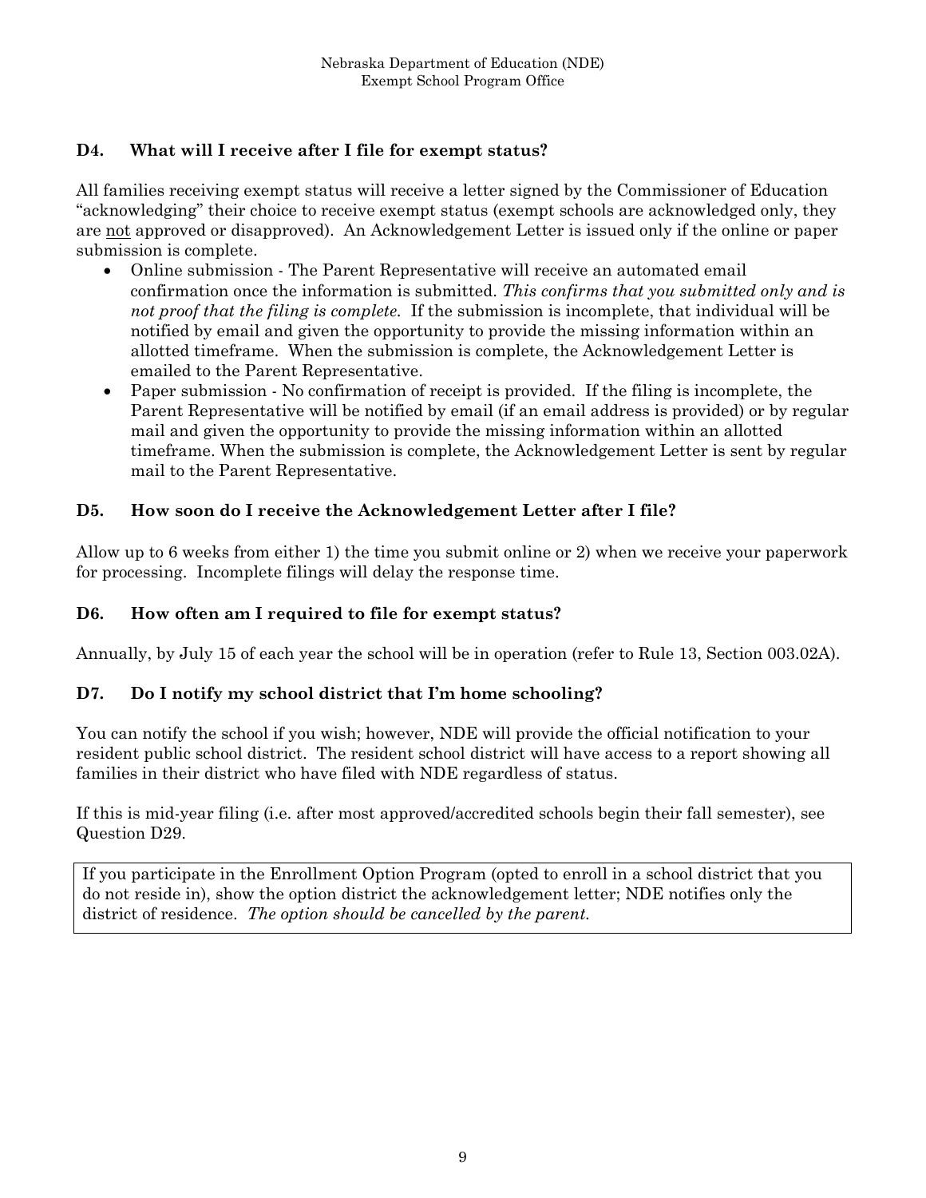### D4. What will I receive after I file for exempt status?

All families receiving exempt status will receive a letter signed by the Commissioner of Education "acknowledging" their choice to receive exempt status (exempt schools are acknowledged only, they are <u>not</u> approved or disapproved). An Acknowledgement Letter is issued only if the online or paper submission is complete.

- Online submission - The Parent Representative will receive an automated email confirmation once the information is submitted. *This confirms that you submitted only and is not proof that the filing is complete.* If the submission is incomplete, that individual will be notified by email and given the opportunity to provide the missing information within an allotted timeframe. When the submission is complete, the Acknowledgement Letter is emailed to the Parent Representative.
- Paper submission - No confirmation of receipt is provided. If the filing is incomplete, the Parent Representative will be notified by email (if an email address is provided) or by regular mail and given the opportunity to provide the missing information within an allotted timeframe. When the submission is complete, the Acknowledgement Letter is sent by regular mail to the Parent Representative.

### D5. How soon do I receive the Acknowledgement Letter after I file?

Allow up to 6 weeks from either 1) the time you submit online or 2) when we receive your paperwork for processing. Incomplete filings will delay the response time.

### D6. How often am I required to file for exempt status?

Annually, by July 15 of each year the school will be in operation (refer to Rule 13, Section 003.02A).

### D7. Do I notify my school district that I'm home schooling?

You can notify the school if you wish; however, NDE will provide the official notification to your resident public school district. The resident school district will have access to a report showing all families in their district who have filed with NDE regardless of status.

If this is mid-year filing (i.e. after most approved/accredited schools begin their fall semester), see Question D29.

If you participate in the Enrollment Option Program (opted to enroll in a school district that you do not reside in), show the option district the acknowledgement letter; NDE notifies only the district of residence. *The option should be cancelled by the parent.*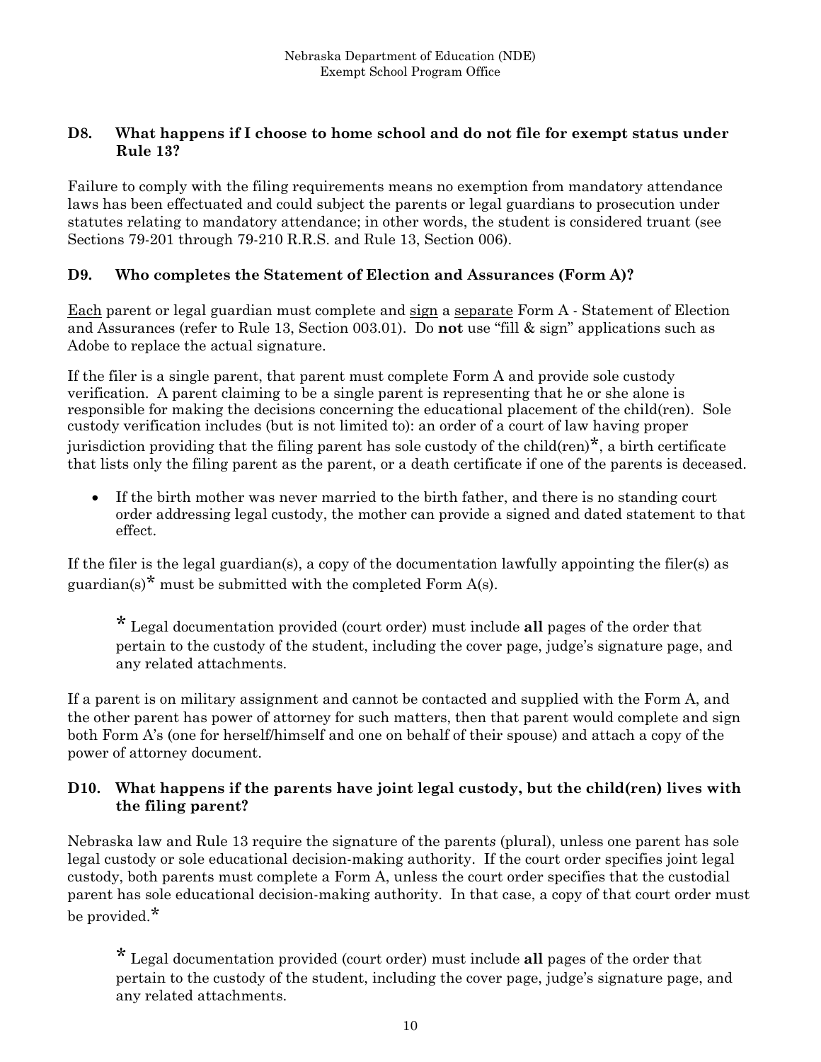### D8. What happens if I choose to home school and do not file for exempt status under Rule 13?

Failure to comply with the filing requirements means no exemption from mandatory attendance laws has been effectuated and could subject the parents or legal guardians to prosecution under statutes relating to mandatory attendance; in other words, the student is considered truant (see Sections 79-201 through 79-210 R.R.S. and Rule 13, Section 006).

### D9. Who completes the Statement of Election and Assurances (Form A)?

Each parent or legal guardian must complete and sign a separate Form A - Statement of Election and Assurances (refer to Rule 13, Section 003.01). Do **not** use "fill & sign" applications such as Adobe to replace the actual signature.

If the filer is a single parent, that parent must complete Form A and provide sole custody verification. A parent claiming to be a single parent is representing that he or she alone is responsible for making the decisions concerning the educational placement of the child(ren). Sole custody verification includes (but is not limited to): an order of a court of law having proper jurisdiction providing that the filing parent has sole custody of the child(ren)*, a birth certificate that lists only the filing parent as the parent, or a death certificate if one of the parents is deceased.

- If the birth mother was never married to the birth father, and there is no standing court order addressing legal custody, the mother can provide a signed and dated statement to that effect.

If the filer is the legal guardian(s), a copy of the documentation lawfully appointing the filer(s) as guardian(s)* must be submitted with the completed Form A(s).

> * Legal documentation provided (court order) must include **all** pages of the order that pertain to the custody of the student, including the cover page, judge's signature page, and any related attachments.

If a parent is on military assignment and cannot be contacted and supplied with the Form A, and the other parent has power of attorney for such matters, then that parent would complete and sign both Form A's (one for herself/himself and one on behalf of their spouse) and attach a copy of the power of attorney document.

### D10. What happens if the parents have joint legal custody, but the child(ren) lives with the filing parent?

Nebraska law and Rule 13 require the signature of the parents (plural), unless one parent has sole legal custody or sole educational decision-making authority. If the court order specifies joint legal custody, both parents must complete a Form A, unless the court order specifies that the custodial parent has sole educational decision-making authority. In that case, a copy of that court order must be provided.*

> * Legal documentation provided (court order) must include **all** pages of the order that pertain to the custody of the student, including the cover page, judge's signature page, and any related attachments.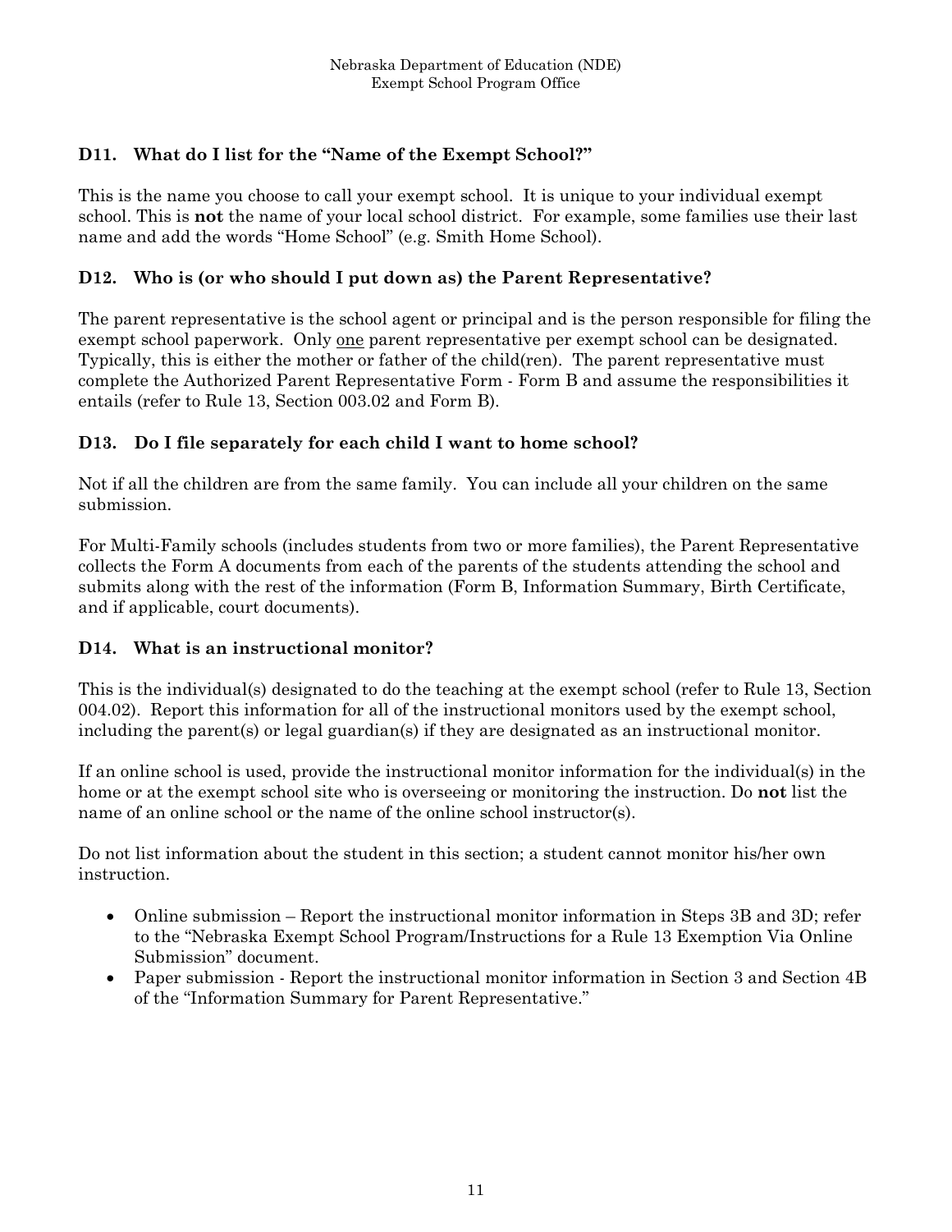### D11. What do I list for the "Name of the Exempt School?"

This is the name you choose to call your exempt school. It is unique to your individual exempt school. This is **not** the name of your local school district. For example, some families use their last name and add the words "Home School" (e.g. Smith Home School).

### D12. Who is (or who should I put down as) the Parent Representative?

The parent representative is the school agent or principal and is the person responsible for filing the exempt school paperwork. Only one parent representative per exempt school can be designated. Typically, this is either the mother or father of the child(ren). The parent representative must complete the Authorized Parent Representative Form - Form B and assume the responsibilities it entails (refer to Rule 13, Section 003.02 and Form B).

### D13. Do I file separately for each child I want to home school?

Not if all the children are from the same family. You can include all your children on the same submission.

For Multi-Family schools (includes students from two or more families), the Parent Representative collects the Form A documents from each of the parents of the students attending the school and submits along with the rest of the information (Form B, Information Summary, Birth Certificate, and if applicable, court documents).

### D14. What is an instructional monitor?

This is the individual(s) designated to do the teaching at the exempt school (refer to Rule 13, Section 004.02). Report this information for all of the instructional monitors used by the exempt school, including the parent(s) or legal guardian(s) if they are designated as an instructional monitor.

If an online school is used, provide the instructional monitor information for the individual(s) in the home or at the exempt school site who is overseeing or monitoring the instruction. Do **not** list the name of an online school or the name of the online school instructor(s).

Do not list information about the student in this section; a student cannot monitor his/her own instruction.

- Online submission – Report the instructional monitor information in Steps 3B and 3D; refer to the "Nebraska Exempt School Program/Instructions for a Rule 13 Exemption Via Online Submission" document.
- Paper submission - Report the instructional monitor information in Section 3 and Section 4B of the "Information Summary for Parent Representative."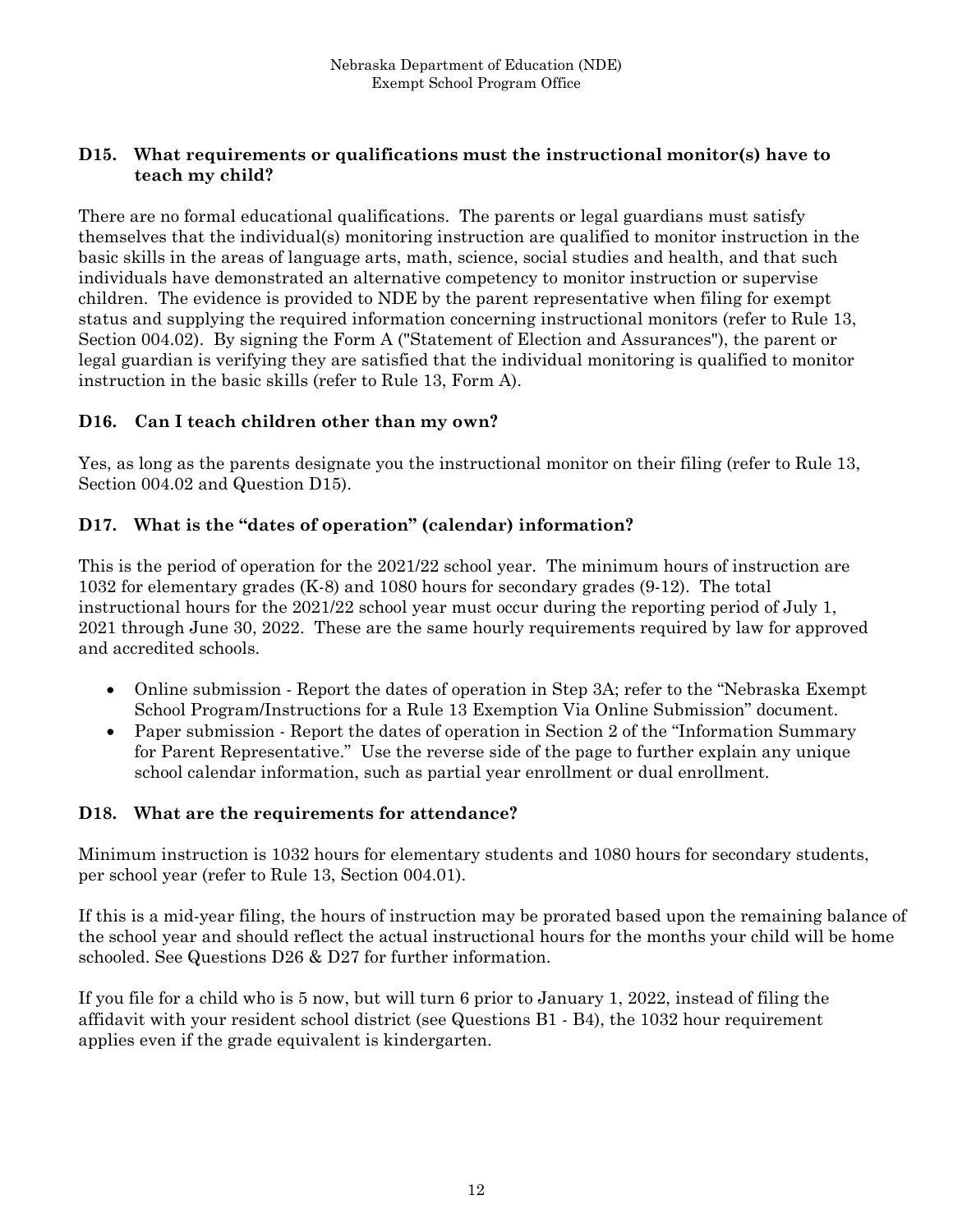### D15. What requirements or qualifications must the instructional monitor(s) have to teach my child?

There are no formal educational qualifications. The parents or legal guardians must satisfy themselves that the individual(s) monitoring instruction are qualified to monitor instruction in the basic skills in the areas of language arts, math, science, social studies and health, and that such individuals have demonstrated an alternative competency to monitor instruction or supervise children. The evidence is provided to NDE by the parent representative when filing for exempt status and supplying the required information concerning instructional monitors (refer to Rule 13, Section 004.02). By signing the Form A ("Statement of Election and Assurances"), the parent or legal guardian is verifying they are satisfied that the individual monitoring is qualified to monitor instruction in the basic skills (refer to Rule 13, Form A).

### D16. Can I teach children other than my own?

Yes, as long as the parents designate you the instructional monitor on their filing (refer to Rule 13, Section 004.02 and Question D15).

### D17. What is the "dates of operation" (calendar) information?

This is the period of operation for the 2021/22 school year. The minimum hours of instruction are 1032 for elementary grades (K-8) and 1080 hours for secondary grades (9-12). The total instructional hours for the 2021/22 school year must occur during the reporting period of July 1, 2021 through June 30, 2022. These are the same hourly requirements required by law for approved and accredited schools.

- Online submission - Report the dates of operation in Step 3A; refer to the "Nebraska Exempt School Program/Instructions for a Rule 13 Exemption Via Online Submission" document.
- Paper submission - Report the dates of operation in Section 2 of the "Information Summary for Parent Representative." Use the reverse side of the page to further explain any unique school calendar information, such as partial year enrollment or dual enrollment.

### D18. What are the requirements for attendance?

Minimum instruction is 1032 hours for elementary students and 1080 hours for secondary students, per school year (refer to Rule 13, Section 004.01).

If this is a mid-year filing, the hours of instruction may be prorated based upon the remaining balance of the school year and should reflect the actual instructional hours for the months your child will be home schooled. See Questions D26 & D27 for further information.

If you file for a child who is 5 now, but will turn 6 prior to January 1, 2022, instead of filing the affidavit with your resident school district (see Questions B1 - B4), the 1032 hour requirement applies even if the grade equivalent is kindergarten.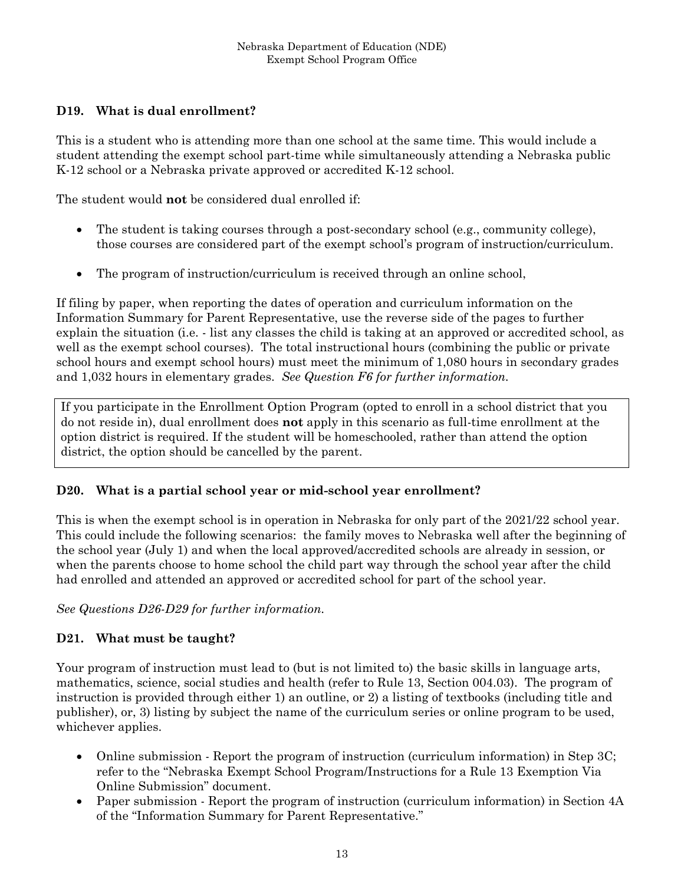### D19. What is dual enrollment?

This is a student who is attending more than one school at the same time. This would include a student attending the exempt school part-time while simultaneously attending a Nebraska public K-12 school or a Nebraska private approved or accredited K-12 school.

The student would **not** be considered dual enrolled if:

- The student is taking courses through a post-secondary school (e.g., community college), those courses are considered part of the exempt school's program of instruction/curriculum.
- The program of instruction/curriculum is received through an online school,

If filing by paper, when reporting the dates of operation and curriculum information on the Information Summary for Parent Representative, use the reverse side of the pages to further explain the situation (i.e. - list any classes the child is taking at an approved or accredited school, as well as the exempt school courses). The total instructional hours (combining the public or private school hours and exempt school hours) must meet the minimum of 1,080 hours in secondary grades and 1,032 hours in elementary grades. *See Question F6 for further information.*

If you participate in the Enrollment Option Program (opted to enroll in a school district that you do not reside in), dual enrollment does **not** apply in this scenario as full-time enrollment at the option district is required. If the student will be homeschooled, rather than attend the option district, the option should be cancelled by the parent.

### D20. What is a partial school year or mid-school year enrollment?

This is when the exempt school is in operation in Nebraska for only part of the 2021/22 school year. This could include the following scenarios: the family moves to Nebraska well after the beginning of the school year (July 1) and when the local approved/accredited schools are already in session, or when the parents choose to home school the child part way through the school year after the child had enrolled and attended an approved or accredited school for part of the school year.

*See Questions D26-D29 for further information.*

### D21. What must be taught?

Your program of instruction must lead to (but is not limited to) the basic skills in language arts, mathematics, science, social studies and health (refer to Rule 13, Section 004.03). The program of instruction is provided through either 1) an outline, or 2) a listing of textbooks (including title and publisher), or, 3) listing by subject the name of the curriculum series or online program to be used, whichever applies.

- Online submission - Report the program of instruction (curriculum information) in Step 3C; refer to the "Nebraska Exempt School Program/Instructions for a Rule 13 Exemption Via Online Submission" document.
- Paper submission - Report the program of instruction (curriculum information) in Section 4A of the "Information Summary for Parent Representative."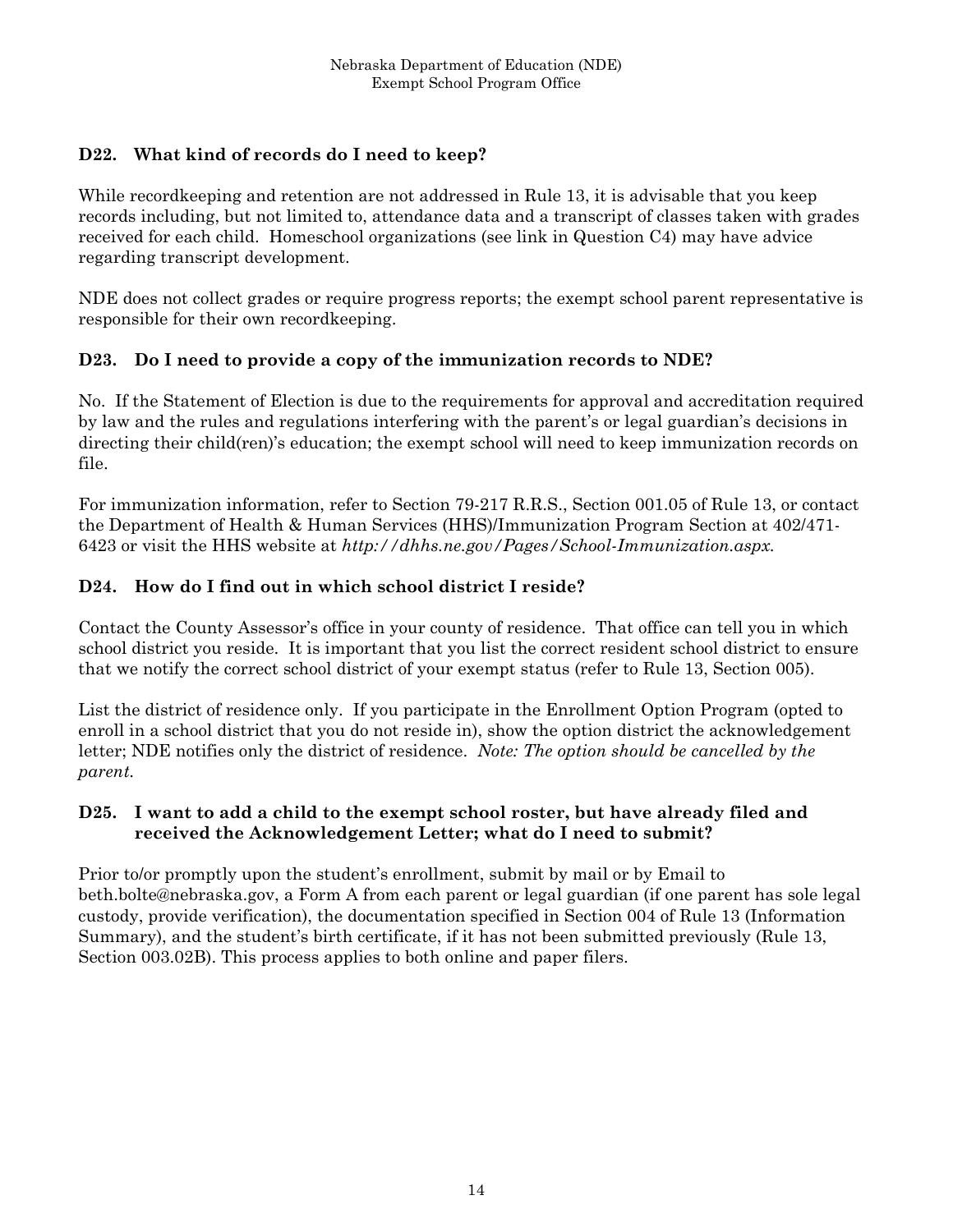### D22. What kind of records do I need to keep?

While recordkeeping and retention are not addressed in Rule 13, it is advisable that you keep records including, but not limited to, attendance data and a transcript of classes taken with grades received for each child. Homeschool organizations (see link in Question C4) may have advice regarding transcript development.

NDE does not collect grades or require progress reports; the exempt school parent representative is responsible for their own recordkeeping.

### D23. Do I need to provide a copy of the immunization records to NDE?

No. If the Statement of Election is due to the requirements for approval and accreditation required by law and the rules and regulations interfering with the parent's or legal guardian's decisions in directing their child(ren)'s education; the exempt school will need to keep immunization records on file.

For immunization information, refer to Section 79-217 R.R.S., Section 001.05 of Rule 13, or contact the Department of Health & Human Services (HHS)/Immunization Program Section at 402/471-6423 or visit the HHS website at *http://dhhs.ne.gov/Pages/School-Immunization.aspx*.

### D24. How do I find out in which school district I reside?

Contact the County Assessor's office in your county of residence. That office can tell you in which school district you reside. It is important that you list the correct resident school district to ensure that we notify the correct school district of your exempt status (refer to Rule 13, Section 005).

List the district of residence only. If you participate in the Enrollment Option Program (opted to enroll in a school district that you do not reside in), show the option district the acknowledgement letter; NDE notifies only the district of residence. *Note: The option should be cancelled by the parent.*

### D25. I want to add a child to the exempt school roster, but have already filed and received the Acknowledgement Letter; what do I need to submit?

Prior to/or promptly upon the student's enrollment, submit by mail or by Email to beth.bolte@nebraska.gov, a Form A from each parent or legal guardian (if one parent has sole legal custody, provide verification), the documentation specified in Section 004 of Rule 13 (Information Summary), and the student's birth certificate, if it has not been submitted previously (Rule 13, Section 003.02B). This process applies to both online and paper filers.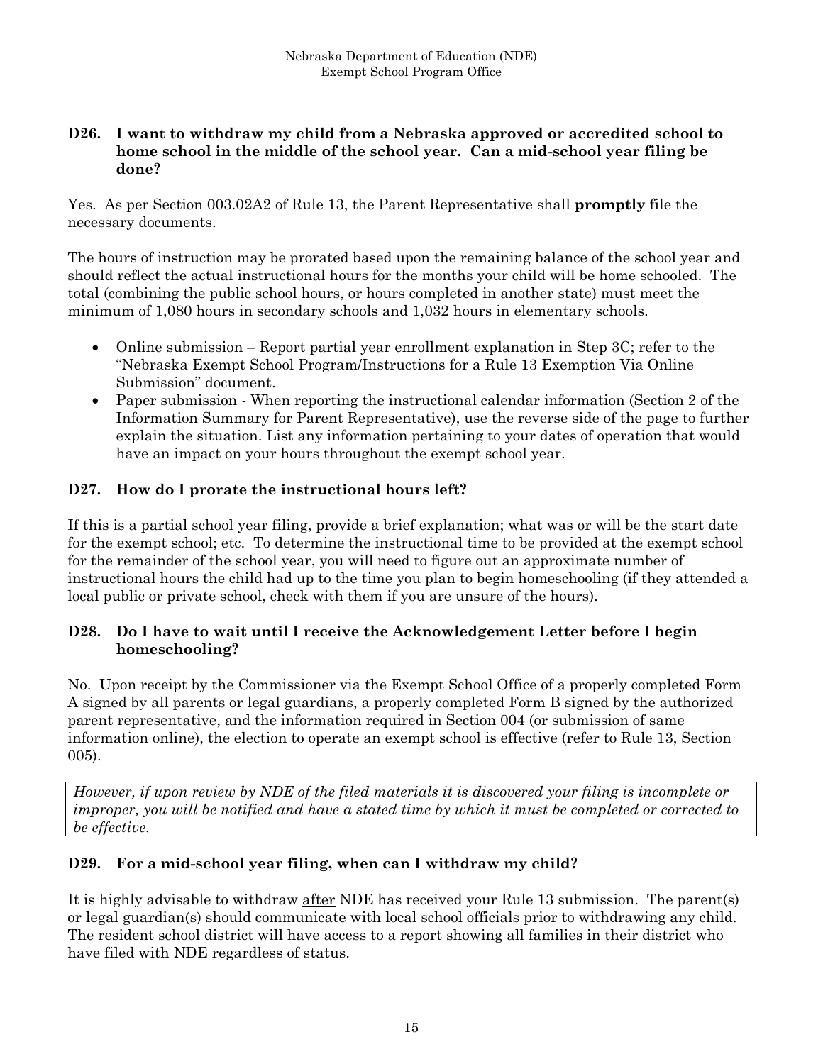### D26. I want to withdraw my child from a Nebraska approved or accredited school to home school in the middle of the school year. Can a mid-school year filing be done?

Yes. As per Section 003.02A2 of Rule 13, the Parent Representative shall **promptly** file the necessary documents.

The hours of instruction may be prorated based upon the remaining balance of the school year and should reflect the actual instructional hours for the months your child will be home schooled. The total (combining the public school hours, or hours completed in another state) must meet the minimum of 1,080 hours in secondary schools and 1,032 hours in elementary schools.

- Online submission – Report partial year enrollment explanation in Step 3C; refer to the "Nebraska Exempt School Program/Instructions for a Rule 13 Exemption Via Online Submission" document.
- Paper submission - When reporting the instructional calendar information (Section 2 of the Information Summary for Parent Representative), use the reverse side of the page to further explain the situation. List any information pertaining to your dates of operation that would have an impact on your hours throughout the exempt school year.

### D27. How do I prorate the instructional hours left?

If this is a partial school year filing, provide a brief explanation; what was or will be the start date for the exempt school; etc. To determine the instructional time to be provided at the exempt school for the remainder of the school year, you will need to figure out an approximate number of instructional hours the child had up to the time you plan to begin homeschooling (if they attended a local public or private school, check with them if you are unsure of the hours).

### D28. Do I have to wait until I receive the Acknowledgement Letter before I begin homeschooling?

No. Upon receipt by the Commissioner via the Exempt School Office of a properly completed Form A signed by all parents or legal guardians, a properly completed Form B signed by the authorized parent representative, and the information required in Section 004 (or submission of same information online), the election to operate an exempt school is effective (refer to Rule 13, Section 005).

*However, if upon review by NDE of the filed materials it is discovered your filing is incomplete or improper, you will be notified and have a stated time by which it must be completed or corrected to be effective.*

### D29. For a mid-school year filing, when can I withdraw my child?

It is highly advisable to withdraw after NDE has received your Rule 13 submission. The parent(s) or legal guardian(s) should communicate with local school officials prior to withdrawing any child. The resident school district will have access to a report showing all families in their district who have filed with NDE regardless of status.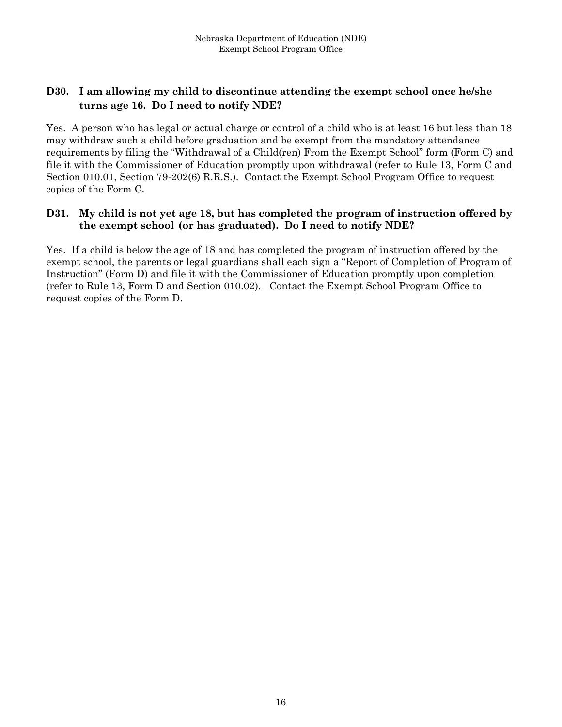### D30. I am allowing my child to discontinue attending the exempt school once he/she turns age 16. Do I need to notify NDE?

Yes. A person who has legal or actual charge or control of a child who is at least 16 but less than 18 may withdraw such a child before graduation and be exempt from the mandatory attendance requirements by filing the "Withdrawal of a Child(ren) From the Exempt School" form (Form C) and file it with the Commissioner of Education promptly upon withdrawal (refer to Rule 13, Form C and Section 010.01, Section 79-202(6) R.R.S.). Contact the Exempt School Program Office to request copies of the Form C.

### D31. My child is not yet age 18, but has completed the program of instruction offered by the exempt school (or has graduated). Do I need to notify NDE?

Yes. If a child is below the age of 18 and has completed the program of instruction offered by the exempt school, the parents or legal guardians shall each sign a "Report of Completion of Program of Instruction" (Form D) and file it with the Commissioner of Education promptly upon completion (refer to Rule 13, Form D and Section 010.02). Contact the Exempt School Program Office to request copies of the Form D.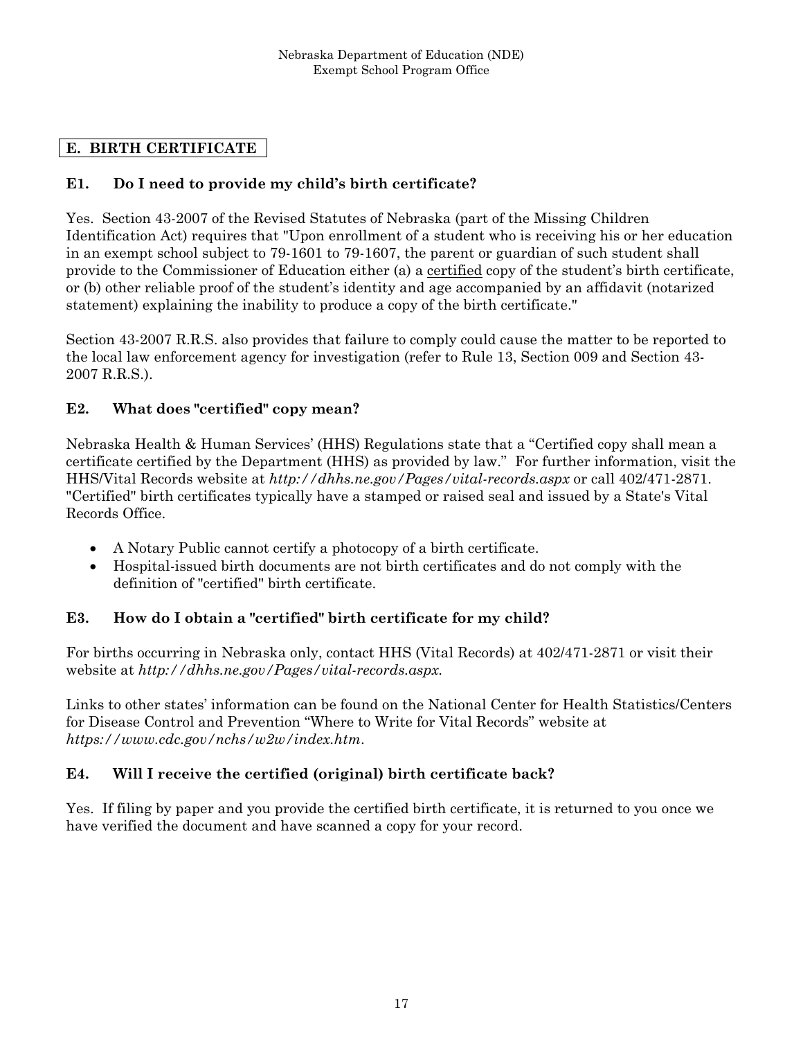## E. BIRTH CERTIFICATE

### E1. Do I need to provide my child's birth certificate?

Yes. Section 43-2007 of the Revised Statutes of Nebraska (part of the Missing Children Identification Act) requires that "Upon enrollment of a student who is receiving his or her education in an exempt school subject to 79-1601 to 79-1607, the parent or guardian of such student shall provide to the Commissioner of Education either (a) a <u>certified</u> copy of the student's birth certificate, or (b) other reliable proof of the student's identity and age accompanied by an affidavit (notarized statement) explaining the inability to produce a copy of the birth certificate."

Section 43-2007 R.R.S. also provides that failure to comply could cause the matter to be reported to the local law enforcement agency for investigation (refer to Rule 13, Section 009 and Section 43-2007 R.R.S.).

### E2. What does "certified" copy mean?

Nebraska Health & Human Services' (HHS) Regulations state that a "Certified copy shall mean a certificate certified by the Department (HHS) as provided by law." For further information, visit the HHS/Vital Records website at *http://dhhs.ne.gov/Pages/vital-records.aspx* or call 402/471-2871. "Certified" birth certificates typically have a stamped or raised seal and issued by a State's Vital Records Office.

- A Notary Public cannot certify a photocopy of a birth certificate.
- Hospital-issued birth documents are not birth certificates and do not comply with the definition of "certified" birth certificate.

### E3. How do I obtain a "certified" birth certificate for my child?

For births occurring in Nebraska only, contact HHS (Vital Records) at 402/471-2871 or visit their website at *http://dhhs.ne.gov/Pages/vital-records.aspx.*

Links to other states' information can be found on the National Center for Health Statistics/Centers for Disease Control and Prevention "Where to Write for Vital Records" website at *https://www.cdc.gov/nchs/w2w/index.htm*.

### E4. Will I receive the certified (original) birth certificate back?

Yes. If filing by paper and you provide the certified birth certificate, it is returned to you once we have verified the document and have scanned a copy for your record.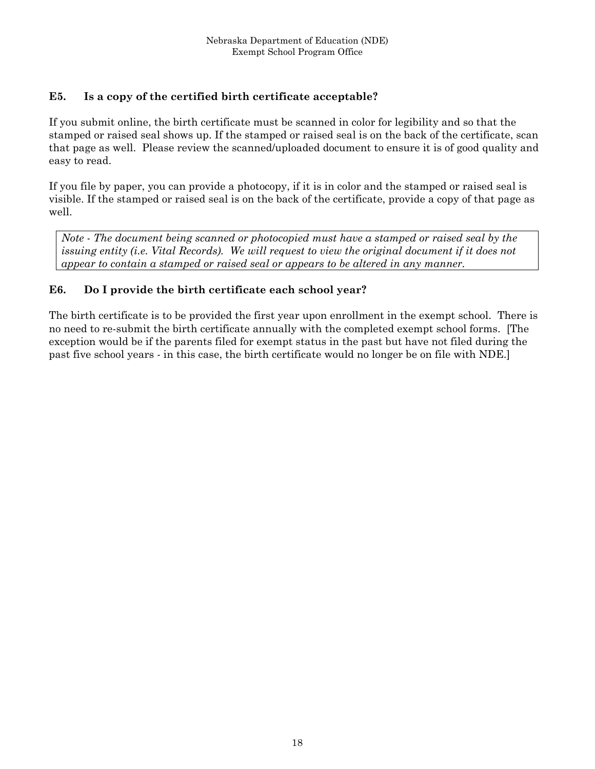### E5. Is a copy of the certified birth certificate acceptable?

If you submit online, the birth certificate must be scanned in color for legibility and so that the stamped or raised seal shows up. If the stamped or raised seal is on the back of the certificate, scan that page as well. Please review the scanned/uploaded document to ensure it is of good quality and easy to read.

If you file by paper, you can provide a photocopy, if it is in color and the stamped or raised seal is visible. If the stamped or raised seal is on the back of the certificate, provide a copy of that page as well.

> *Note - The document being scanned or photocopied must have a stamped or raised seal by the issuing entity (i.e. Vital Records). We will request to view the original document if it does not appear to contain a stamped or raised seal or appears to be altered in any manner.*

### E6. Do I provide the birth certificate each school year?

The birth certificate is to be provided the first year upon enrollment in the exempt school. There is no need to re-submit the birth certificate annually with the completed exempt school forms. [The exception would be if the parents filed for exempt status in the past but have not filed during the past five school years - in this case, the birth certificate would no longer be on file with NDE.]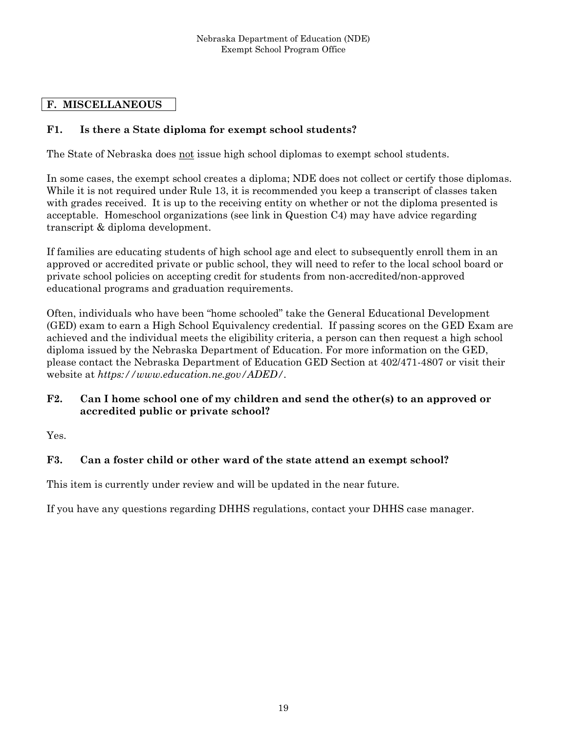## F. MISCELLANEOUS

### F1. Is there a State diploma for exempt school students?

The State of Nebraska does <u>not</u> issue high school diplomas to exempt school students.

In some cases, the exempt school creates a diploma; NDE does not collect or certify those diplomas. While it is not required under Rule 13, it is recommended you keep a transcript of classes taken with grades received. It is up to the receiving entity on whether or not the diploma presented is acceptable. Homeschool organizations (see link in Question C4) may have advice regarding transcript & diploma development.

If families are educating students of high school age and elect to subsequently enroll them in an approved or accredited private or public school, they will need to refer to the local school board or private school policies on accepting credit for students from non-accredited/non-approved educational programs and graduation requirements.

Often, individuals who have been "home schooled" take the General Educational Development (GED) exam to earn a High School Equivalency credential. If passing scores on the GED Exam are achieved and the individual meets the eligibility criteria, a person can then request a high school diploma issued by the Nebraska Department of Education. For more information on the GED, please contact the Nebraska Department of Education GED Section at 402/471-4807 or visit their website at *https://www.education.ne.gov/ADED/*.

### F2. Can I home school one of my children and send the other(s) to an approved or accredited public or private school?

Yes.

### F3. Can a foster child or other ward of the state attend an exempt school?

This item is currently under review and will be updated in the near future.

If you have any questions regarding DHHS regulations, contact your DHHS case manager.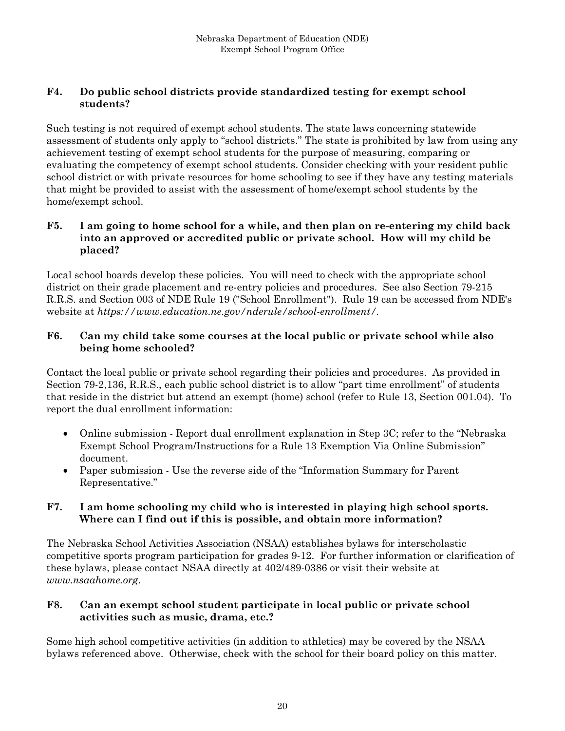### F4. Do public school districts provide standardized testing for exempt school students?

Such testing is not required of exempt school students. The state laws concerning statewide assessment of students only apply to "school districts." The state is prohibited by law from using any achievement testing of exempt school students for the purpose of measuring, comparing or evaluating the competency of exempt school students. Consider checking with your resident public school district or with private resources for home schooling to see if they have any testing materials that might be provided to assist with the assessment of home/exempt school students by the home/exempt school.

### F5. I am going to home school for a while, and then plan on re-entering my child back into an approved or accredited public or private school. How will my child be placed?

Local school boards develop these policies. You will need to check with the appropriate school district on their grade placement and re-entry policies and procedures. See also Section 79-215 R.R.S. and Section 003 of NDE Rule 19 ("School Enrollment"). Rule 19 can be accessed from NDE's website at *https://www.education.ne.gov/nderule/school-enrollment/*.

### F6. Can my child take some courses at the local public or private school while also being home schooled?

Contact the local public or private school regarding their policies and procedures. As provided in Section 79-2,136, R.R.S., each public school district is to allow "part time enrollment" of students that reside in the district but attend an exempt (home) school (refer to Rule 13, Section 001.04). To report the dual enrollment information:

- Online submission - Report dual enrollment explanation in Step 3C; refer to the "Nebraska Exempt School Program/Instructions for a Rule 13 Exemption Via Online Submission" document.
- Paper submission - Use the reverse side of the "Information Summary for Parent Representative."

### F7. I am home schooling my child who is interested in playing high school sports. Where can I find out if this is possible, and obtain more information?

The Nebraska School Activities Association (NSAA) establishes bylaws for interscholastic competitive sports program participation for grades 9-12. For further information or clarification of these bylaws, please contact NSAA directly at 402/489-0386 or visit their website at *www.nsaahome.org*.

### F8. Can an exempt school student participate in local public or private school activities such as music, drama, etc.?

Some high school competitive activities (in addition to athletics) may be covered by the NSAA bylaws referenced above. Otherwise, check with the school for their board policy on this matter.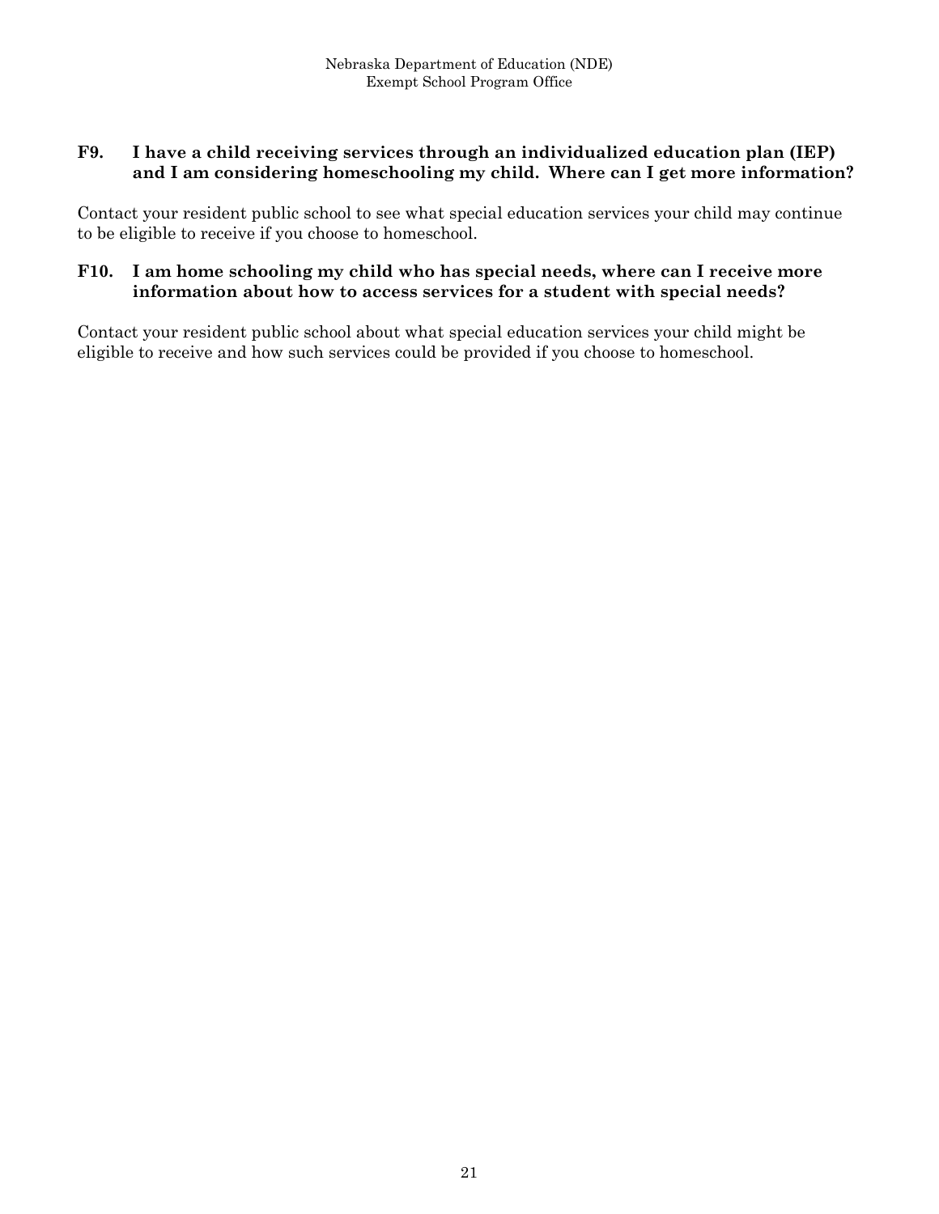### F9. I have a child receiving services through an individualized education plan (IEP) and I am considering homeschooling my child. Where can I get more information?

Contact your resident public school to see what special education services your child may continue to be eligible to receive if you choose to homeschool.

### F10. I am home schooling my child who has special needs, where can I receive more information about how to access services for a student with special needs?

Contact your resident public school about what special education services your child might be eligible to receive and how such services could be provided if you choose to homeschool.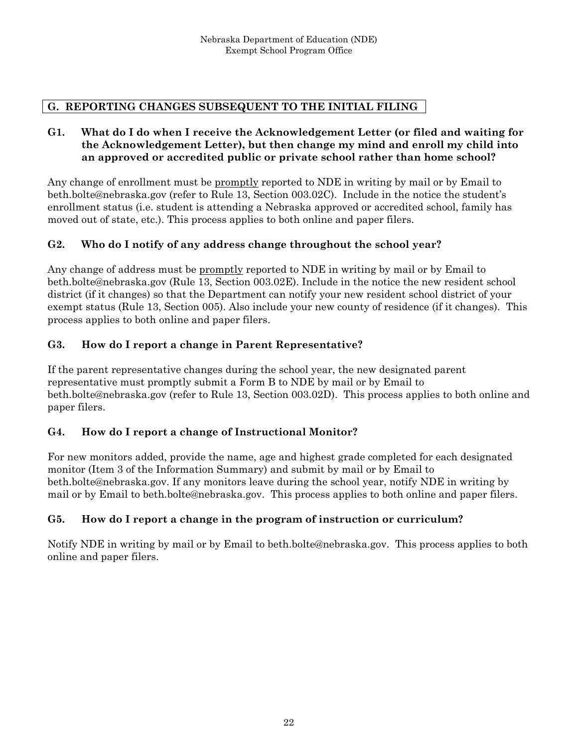Nebraska Department of Education (NDE)
Exempt School Program Office

## G. REPORTING CHANGES SUBSEQUENT TO THE INITIAL FILING

### G1. What do I do when I receive the Acknowledgement Letter (or filed and waiting for the Acknowledgement Letter), but then change my mind and enroll my child into an approved or accredited public or private school rather than home school?

Any change of enrollment must be promptly reported to NDE in writing by mail or by Email to beth.bolte@nebraska.gov (refer to Rule 13, Section 003.02C). Include in the notice the student's enrollment status (i.e. student is attending a Nebraska approved or accredited school, family has moved out of state, etc.). This process applies to both online and paper filers.

### G2. Who do I notify of any address change throughout the school year?

Any change of address must be promptly reported to NDE in writing by mail or by Email to beth.bolte@nebraska.gov (Rule 13, Section 003.02E). Include in the notice the new resident school district (if it changes) so that the Department can notify your new resident school district of your exempt status (Rule 13, Section 005). Also include your new county of residence (if it changes). This process applies to both online and paper filers.

### G3. How do I report a change in Parent Representative?

If the parent representative changes during the school year, the new designated parent representative must promptly submit a Form B to NDE by mail or by Email to beth.bolte@nebraska.gov (refer to Rule 13, Section 003.02D). This process applies to both online and paper filers.

### G4. How do I report a change of Instructional Monitor?

For new monitors added, provide the name, age and highest grade completed for each designated monitor (Item 3 of the Information Summary) and submit by mail or by Email to beth.bolte@nebraska.gov. If any monitors leave during the school year, notify NDE in writing by mail or by Email to beth.bolte@nebraska.gov. This process applies to both online and paper filers.

### G5. How do I report a change in the program of instruction or curriculum?

Notify NDE in writing by mail or by Email to beth.bolte@nebraska.gov. This process applies to both online and paper filers.